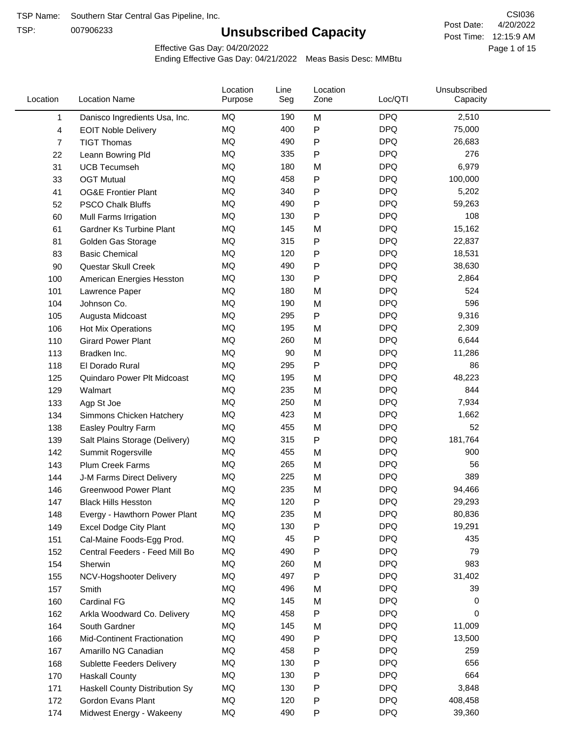TSP Name: Southern Star Central Gas Pipeline, Inc.

TSP: 007906233

# Unsubscribed Capacity

CSI036

Post Date: 4/20/2022

Post Time: 12:15:9 AM

Effective Gas Day: 04/20/2022

Ending Effective Gas Day: 04/21/2022 Meas Basis Desc: MMBtu

| Location | Location Name | Location Purpose | Line Seg | Location Zone | Loc/QTI | Unsubscribed Capacity |
|---|---|---|---|---|---|---|
| 1 | Danisco Ingredients Usa, Inc. | MQ | 190 | M | DPQ | 2,510 |
| 4 | EOIT Noble Delivery | MQ | 400 | P | DPQ | 75,000 |
| 7 | TIGT Thomas | MQ | 490 | P | DPQ | 26,683 |
| 22 | Leann Bowring Pld | MQ | 335 | P | DPQ | 276 |
| 31 | UCB Tecumseh | MQ | 180 | M | DPQ | 6,979 |
| 33 | OGT Mutual | MQ | 458 | P | DPQ | 100,000 |
| 41 | OG&E Frontier Plant | MQ | 340 | P | DPQ | 5,202 |
| 52 | PSCO Chalk Bluffs | MQ | 490 | P | DPQ | 59,263 |
| 60 | Mull Farms Irrigation | MQ | 130 | P | DPQ | 108 |
| 61 | Gardner Ks Turbine Plant | MQ | 145 | M | DPQ | 15,162 |
| 81 | Golden Gas Storage | MQ | 315 | P | DPQ | 22,837 |
| 83 | Basic Chemical | MQ | 120 | P | DPQ | 18,531 |
| 90 | Questar Skull Creek | MQ | 490 | P | DPQ | 38,630 |
| 100 | American Energies Hesston | MQ | 130 | P | DPQ | 2,864 |
| 101 | Lawrence Paper | MQ | 180 | M | DPQ | 524 |
| 104 | Johnson Co. | MQ | 190 | M | DPQ | 596 |
| 105 | Augusta Midcoast | MQ | 295 | P | DPQ | 9,316 |
| 106 | Hot Mix Operations | MQ | 195 | M | DPQ | 2,309 |
| 110 | Girard Power Plant | MQ | 260 | M | DPQ | 6,644 |
| 113 | Bradken Inc. | MQ | 90 | M | DPQ | 11,286 |
| 118 | El Dorado Rural | MQ | 295 | P | DPQ | 86 |
| 125 | Quindaro Power Plt Midcoast | MQ | 195 | M | DPQ | 48,223 |
| 129 | Walmart | MQ | 235 | M | DPQ | 844 |
| 133 | Agp St Joe | MQ | 250 | M | DPQ | 7,934 |
| 134 | Simmons Chicken Hatchery | MQ | 423 | M | DPQ | 1,662 |
| 138 | Easley Poultry Farm | MQ | 455 | M | DPQ | 52 |
| 139 | Salt Plains Storage (Delivery) | MQ | 315 | P | DPQ | 181,764 |
| 142 | Summit Rogersville | MQ | 455 | M | DPQ | 900 |
| 143 | Plum Creek Farms | MQ | 265 | M | DPQ | 56 |
| 144 | J-M Farms Direct Delivery | MQ | 225 | M | DPQ | 389 |
| 146 | Greenwood Power Plant | MQ | 235 | M | DPQ | 94,466 |
| 147 | Black Hills Hesston | MQ | 120 | P | DPQ | 29,293 |
| 148 | Evergy - Hawthorn Power Plant | MQ | 235 | M | DPQ | 80,836 |
| 149 | Excel Dodge City Plant | MQ | 130 | P | DPQ | 19,291 |
| 151 | Cal-Maine Foods-Egg Prod. | MQ | 45 | P | DPQ | 435 |
| 152 | Central Feeders - Feed Mill Bo | MQ | 490 | P | DPQ | 79 |
| 154 | Sherwin | MQ | 260 | M | DPQ | 983 |
| 155 | NCV-Hogshooter Delivery | MQ | 497 | P | DPQ | 31,402 |
| 157 | Smith | MQ | 496 | M | DPQ | 39 |
| 160 | Cardinal FG | MQ | 145 | M | DPQ | 0 |
| 162 | Arkla Woodward Co. Delivery | MQ | 458 | P | DPQ | 0 |
| 164 | South Gardner | MQ | 145 | M | DPQ | 11,009 |
| 166 | Mid-Continent Fractionation | MQ | 490 | P | DPQ | 13,500 |
| 167 | Amarillo NG Canadian | MQ | 458 | P | DPQ | 259 |
| 168 | Sublette Feeders Delivery | MQ | 130 | P | DPQ | 656 |
| 170 | Haskall County | MQ | 130 | P | DPQ | 664 |
| 171 | Haskall County Distribution Sy | MQ | 130 | P | DPQ | 3,848 |
| 172 | Gordon Evans Plant | MQ | 120 | P | DPQ | 408,458 |
| 174 | Midwest Energy - Wakeeny | MQ | 490 | P | DPQ | 39,360 |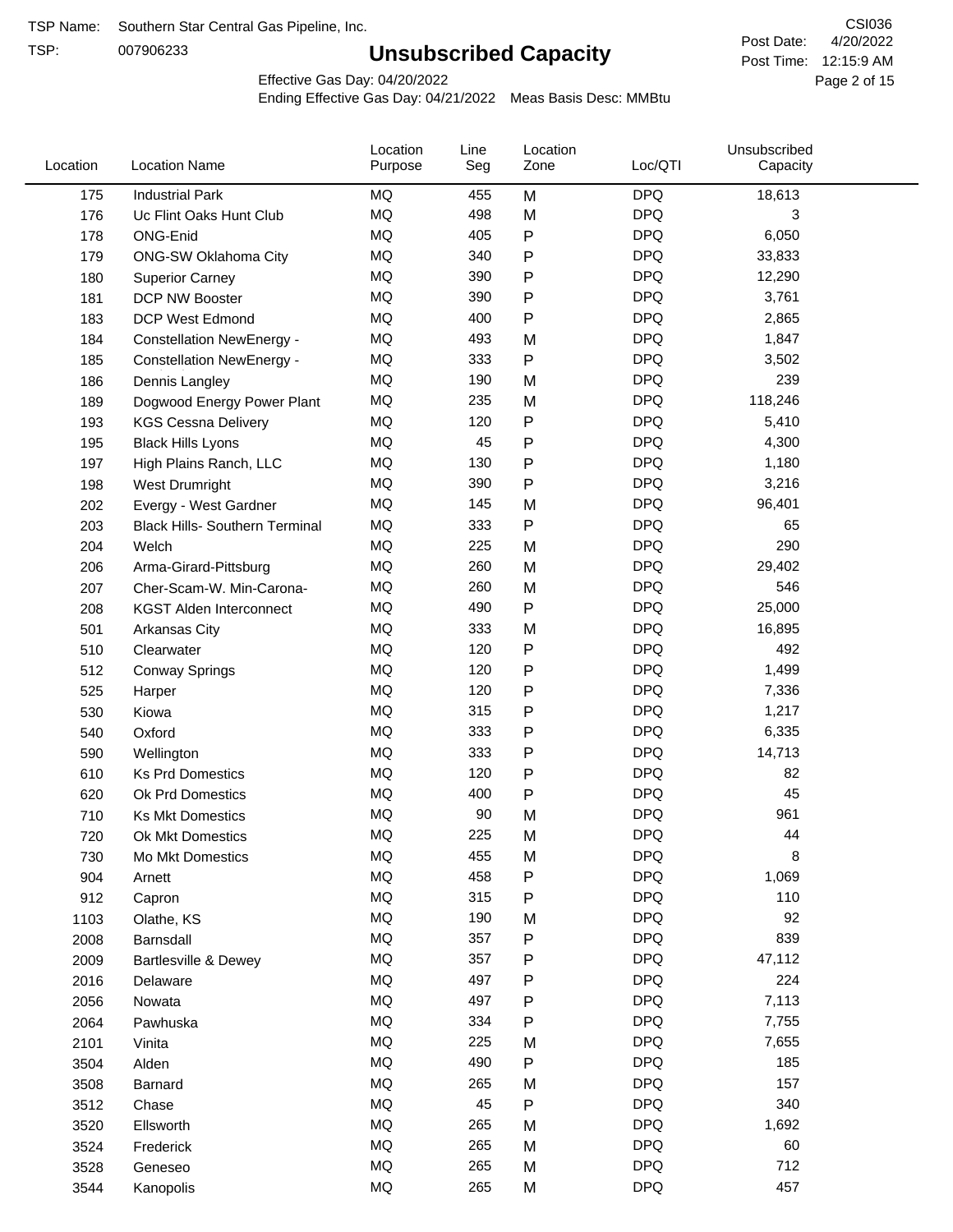TSP Name: Southern Star Central Gas Pipeline, Inc.
TSP: 007906233

# Unsubscribed Capacity

CSI036
Post Date: 4/20/2022
Post Time: 12:15:9 AM

Effective Gas Day: 04/20/2022
Ending Effective Gas Day: 04/21/2022 Meas Basis Desc: MMBtu

| Location | Location Name | Location Purpose | Line Seg | Location Zone | Loc/QTI | Unsubscribed Capacity |
|---|---|---|---|---|---|---|
| 175 | Industrial Park | MQ | 455 | M | DPQ | 18,613 |
| 176 | Uc Flint Oaks Hunt Club | MQ | 498 | M | DPQ | 3 |
| 178 | ONG-Enid | MQ | 405 | P | DPQ | 6,050 |
| 179 | ONG-SW Oklahoma City | MQ | 340 | P | DPQ | 33,833 |
| 180 | Superior Carney | MQ | 390 | P | DPQ | 12,290 |
| 181 | DCP NW Booster | MQ | 390 | P | DPQ | 3,761 |
| 183 | DCP West Edmond | MQ | 400 | P | DPQ | 2,865 |
| 184 | Constellation NewEnergy - | MQ | 493 | M | DPQ | 1,847 |
| 185 | Constellation NewEnergy - | MQ | 333 | P | DPQ | 3,502 |
| 186 | Dennis Langley | MQ | 190 | M | DPQ | 239 |
| 189 | Dogwood Energy Power Plant | MQ | 235 | M | DPQ | 118,246 |
| 193 | KGS Cessna Delivery | MQ | 120 | P | DPQ | 5,410 |
| 195 | Black Hills Lyons | MQ | 45 | P | DPQ | 4,300 |
| 197 | High Plains Ranch, LLC | MQ | 130 | P | DPQ | 1,180 |
| 198 | West Drumright | MQ | 390 | P | DPQ | 3,216 |
| 202 | Evergy - West Gardner | MQ | 145 | M | DPQ | 96,401 |
| 203 | Black Hills- Southern Terminal | MQ | 333 | P | DPQ | 65 |
| 204 | Welch | MQ | 225 | M | DPQ | 290 |
| 206 | Arma-Girard-Pittsburg | MQ | 260 | M | DPQ | 29,402 |
| 207 | Cher-Scam-W. Min-Carona- | MQ | 260 | M | DPQ | 546 |
| 208 | KGST Alden Interconnect | MQ | 490 | P | DPQ | 25,000 |
| 501 | Arkansas City | MQ | 333 | M | DPQ | 16,895 |
| 510 | Clearwater | MQ | 120 | P | DPQ | 492 |
| 512 | Conway Springs | MQ | 120 | P | DPQ | 1,499 |
| 525 | Harper | MQ | 120 | P | DPQ | 7,336 |
| 530 | Kiowa | MQ | 315 | P | DPQ | 1,217 |
| 540 | Oxford | MQ | 333 | P | DPQ | 6,335 |
| 590 | Wellington | MQ | 333 | P | DPQ | 14,713 |
| 610 | Ks Prd Domestics | MQ | 120 | P | DPQ | 82 |
| 620 | Ok Prd Domestics | MQ | 400 | P | DPQ | 45 |
| 710 | Ks Mkt Domestics | MQ | 90 | M | DPQ | 961 |
| 720 | Ok Mkt Domestics | MQ | 225 | M | DPQ | 44 |
| 730 | Mo Mkt Domestics | MQ | 455 | M | DPQ | 8 |
| 904 | Arnett | MQ | 458 | P | DPQ | 1,069 |
| 912 | Capron | MQ | 315 | P | DPQ | 110 |
| 1103 | Olathe, KS | MQ | 190 | M | DPQ | 92 |
| 2008 | Barnsdall | MQ | 357 | P | DPQ | 839 |
| 2009 | Bartlesville & Dewey | MQ | 357 | P | DPQ | 47,112 |
| 2016 | Delaware | MQ | 497 | P | DPQ | 224 |
| 2056 | Nowata | MQ | 497 | P | DPQ | 7,113 |
| 2064 | Pawhuska | MQ | 334 | P | DPQ | 7,755 |
| 2101 | Vinita | MQ | 225 | M | DPQ | 7,655 |
| 3504 | Alden | MQ | 490 | P | DPQ | 185 |
| 3508 | Barnard | MQ | 265 | M | DPQ | 157 |
| 3512 | Chase | MQ | 45 | P | DPQ | 340 |
| 3520 | Ellsworth | MQ | 265 | M | DPQ | 1,692 |
| 3524 | Frederick | MQ | 265 | M | DPQ | 60 |
| 3528 | Geneseo | MQ | 265 | M | DPQ | 712 |
| 3544 | Kanopolis | MQ | 265 | M | DPQ | 457 |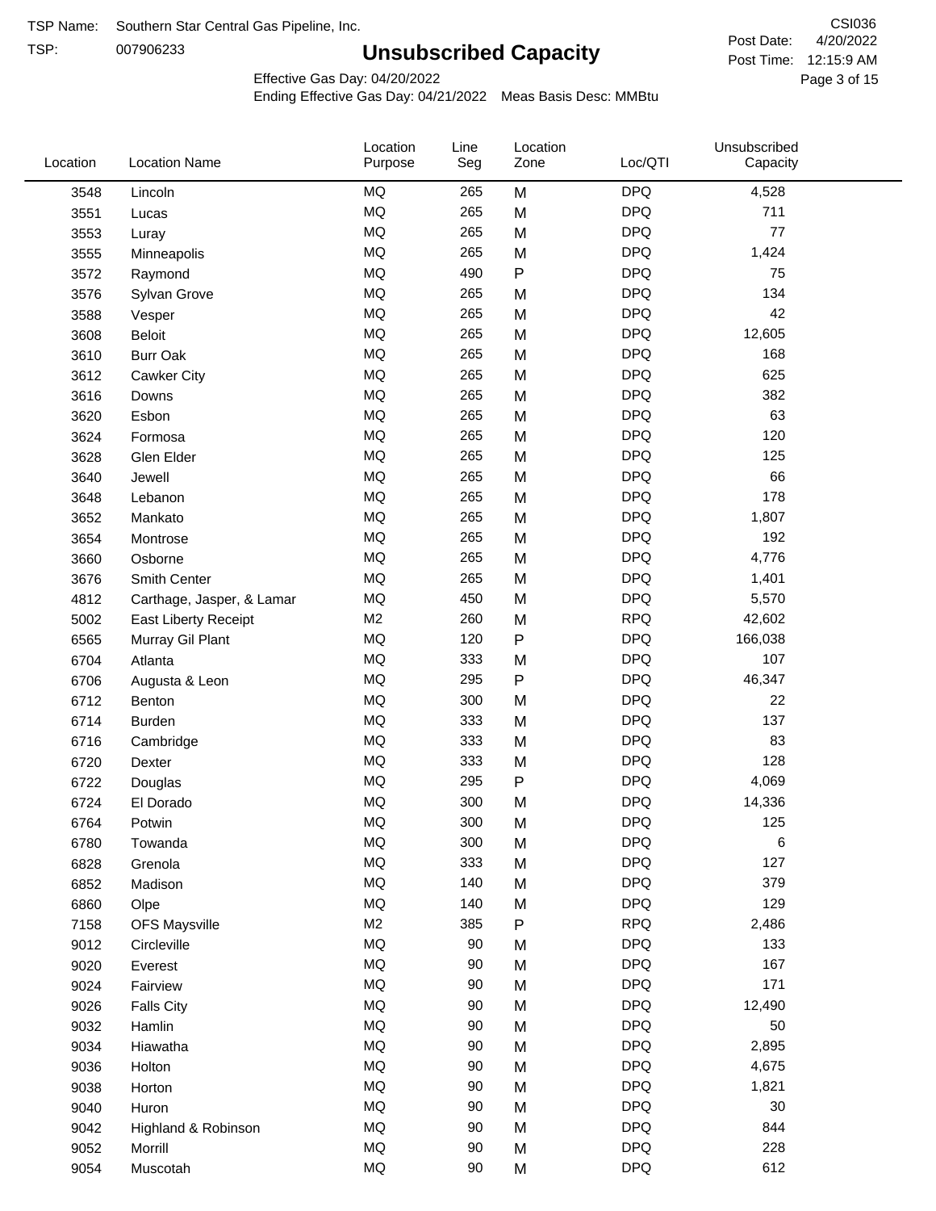TSP Name: Southern Star Central Gas Pipeline, Inc.

TSP: 007906233

# Unsubscribed Capacity

CSI036

Post Date: 4/20/2022

Post Time: 12:15:9 AM

Effective Gas Day: 04/20/2022

Ending Effective Gas Day: 04/21/2022 Meas Basis Desc: MMBtu

| Location | Location Name | Location Purpose | Line Seg | Location Zone | Loc/QTI | Unsubscribed Capacity |
|---|---|---|---|---|---|---|
| 3548 | Lincoln | MQ | 265 | M | DPQ | 4,528 |
| 3551 | Lucas | MQ | 265 | M | DPQ | 711 |
| 3553 | Luray | MQ | 265 | M | DPQ | 77 |
| 3555 | Minneapolis | MQ | 265 | M | DPQ | 1,424 |
| 3572 | Raymond | MQ | 490 | P | DPQ | 75 |
| 3576 | Sylvan Grove | MQ | 265 | M | DPQ | 134 |
| 3588 | Vesper | MQ | 265 | M | DPQ | 42 |
| 3608 | Beloit | MQ | 265 | M | DPQ | 12,605 |
| 3610 | Burr Oak | MQ | 265 | M | DPQ | 168 |
| 3612 | Cawker City | MQ | 265 | M | DPQ | 625 |
| 3616 | Downs | MQ | 265 | M | DPQ | 382 |
| 3620 | Esbon | MQ | 265 | M | DPQ | 63 |
| 3624 | Formosa | MQ | 265 | M | DPQ | 120 |
| 3628 | Glen Elder | MQ | 265 | M | DPQ | 125 |
| 3640 | Jewell | MQ | 265 | M | DPQ | 66 |
| 3648 | Lebanon | MQ | 265 | M | DPQ | 178 |
| 3652 | Mankato | MQ | 265 | M | DPQ | 1,807 |
| 3654 | Montrose | MQ | 265 | M | DPQ | 192 |
| 3660 | Osborne | MQ | 265 | M | DPQ | 4,776 |
| 3676 | Smith Center | MQ | 265 | M | DPQ | 1,401 |
| 4812 | Carthage, Jasper, & Lamar | MQ | 450 | M | DPQ | 5,570 |
| 5002 | East Liberty Receipt | M2 | 260 | M | RPQ | 42,602 |
| 6565 | Murray Gil Plant | MQ | 120 | P | DPQ | 166,038 |
| 6704 | Atlanta | MQ | 333 | M | DPQ | 107 |
| 6706 | Augusta & Leon | MQ | 295 | P | DPQ | 46,347 |
| 6712 | Benton | MQ | 300 | M | DPQ | 22 |
| 6714 | Burden | MQ | 333 | M | DPQ | 137 |
| 6716 | Cambridge | MQ | 333 | M | DPQ | 83 |
| 6720 | Dexter | MQ | 333 | M | DPQ | 128 |
| 6722 | Douglas | MQ | 295 | P | DPQ | 4,069 |
| 6724 | El Dorado | MQ | 300 | M | DPQ | 14,336 |
| 6764 | Potwin | MQ | 300 | M | DPQ | 125 |
| 6780 | Towanda | MQ | 300 | M | DPQ | 6 |
| 6828 | Grenola | MQ | 333 | M | DPQ | 127 |
| 6852 | Madison | MQ | 140 | M | DPQ | 379 |
| 6860 | Olpe | MQ | 140 | M | DPQ | 129 |
| 7158 | OFS Maysville | M2 | 385 | P | RPQ | 2,486 |
| 9012 | Circleville | MQ | 90 | M | DPQ | 133 |
| 9020 | Everest | MQ | 90 | M | DPQ | 167 |
| 9024 | Fairview | MQ | 90 | M | DPQ | 171 |
| 9026 | Falls City | MQ | 90 | M | DPQ | 12,490 |
| 9032 | Hamlin | MQ | 90 | M | DPQ | 50 |
| 9034 | Hiawatha | MQ | 90 | M | DPQ | 2,895 |
| 9036 | Holton | MQ | 90 | M | DPQ | 4,675 |
| 9038 | Horton | MQ | 90 | M | DPQ | 1,821 |
| 9040 | Huron | MQ | 90 | M | DPQ | 30 |
| 9042 | Highland & Robinson | MQ | 90 | M | DPQ | 844 |
| 9052 | Morrill | MQ | 90 | M | DPQ | 228 |
| 9054 | Muscotah | MQ | 90 | M | DPQ | 612 |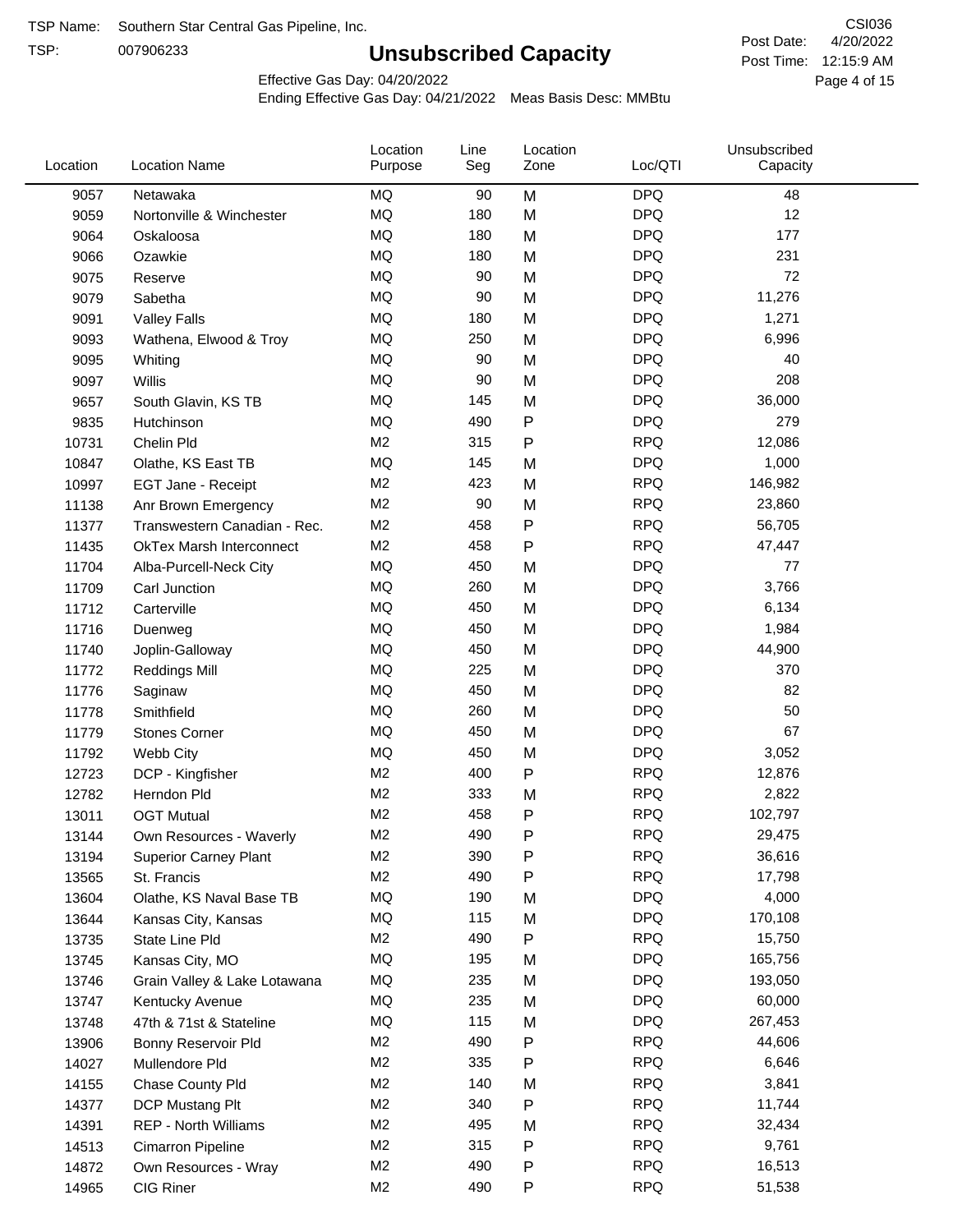TSP Name: Southern Star Central Gas Pipeline, Inc.

TSP: 007906233

# Unsubscribed Capacity

CSI036

Post Date: 4/20/2022

Post Time: 12:15:9 AM

Effective Gas Day: 04/20/2022

Ending Effective Gas Day: 04/21/2022 Meas Basis Desc: MMBtu

| Location | Location Name | Location Purpose | Line Seg | Location Zone | Loc/QTI | Unsubscribed Capacity |
|---|---|---|---|---|---|---|
| 9057 | Netawaka | MQ | 90 | M | DPQ | 48 |
| 9059 | Nortonville & Winchester | MQ | 180 | M | DPQ | 12 |
| 9064 | Oskaloosa | MQ | 180 | M | DPQ | 177 |
| 9066 | Ozawkie | MQ | 180 | M | DPQ | 231 |
| 9075 | Reserve | MQ | 90 | M | DPQ | 72 |
| 9079 | Sabetha | MQ | 90 | M | DPQ | 11,276 |
| 9091 | Valley Falls | MQ | 180 | M | DPQ | 1,271 |
| 9093 | Wathena, Elwood & Troy | MQ | 250 | M | DPQ | 6,996 |
| 9095 | Whiting | MQ | 90 | M | DPQ | 40 |
| 9097 | Willis | MQ | 90 | M | DPQ | 208 |
| 9657 | South Glavin, KS TB | MQ | 145 | M | DPQ | 36,000 |
| 9835 | Hutchinson | MQ | 490 | P | DPQ | 279 |
| 10731 | Chelin Pld | M2 | 315 | P | RPQ | 12,086 |
| 10847 | Olathe, KS East TB | MQ | 145 | M | DPQ | 1,000 |
| 10997 | EGT Jane - Receipt | M2 | 423 | M | RPQ | 146,982 |
| 11138 | Anr Brown Emergency | M2 | 90 | M | RPQ | 23,860 |
| 11377 | Transwestern Canadian - Rec. | M2 | 458 | P | RPQ | 56,705 |
| 11435 | OkTex Marsh Interconnect | M2 | 458 | P | RPQ | 47,447 |
| 11704 | Alba-Purcell-Neck City | MQ | 450 | M | DPQ | 77 |
| 11709 | Carl Junction | MQ | 260 | M | DPQ | 3,766 |
| 11712 | Carterville | MQ | 450 | M | DPQ | 6,134 |
| 11716 | Duenweg | MQ | 450 | M | DPQ | 1,984 |
| 11740 | Joplin-Galloway | MQ | 450 | M | DPQ | 44,900 |
| 11772 | Reddings Mill | MQ | 225 | M | DPQ | 370 |
| 11776 | Saginaw | MQ | 450 | M | DPQ | 82 |
| 11778 | Smithfield | MQ | 260 | M | DPQ | 50 |
| 11779 | Stones Corner | MQ | 450 | M | DPQ | 67 |
| 11792 | Webb City | MQ | 450 | M | DPQ | 3,052 |
| 12723 | DCP - Kingfisher | M2 | 400 | P | RPQ | 12,876 |
| 12782 | Herndon Pld | M2 | 333 | M | RPQ | 2,822 |
| 13011 | OGT Mutual | M2 | 458 | P | RPQ | 102,797 |
| 13144 | Own Resources - Waverly | M2 | 490 | P | RPQ | 29,475 |
| 13194 | Superior Carney Plant | M2 | 390 | P | RPQ | 36,616 |
| 13565 | St. Francis | M2 | 490 | P | RPQ | 17,798 |
| 13604 | Olathe, KS Naval Base TB | MQ | 190 | M | DPQ | 4,000 |
| 13644 | Kansas City, Kansas | MQ | 115 | M | DPQ | 170,108 |
| 13735 | State Line Pld | M2 | 490 | P | RPQ | 15,750 |
| 13745 | Kansas City, MO | MQ | 195 | M | DPQ | 165,756 |
| 13746 | Grain Valley & Lake Lotawana | MQ | 235 | M | DPQ | 193,050 |
| 13747 | Kentucky Avenue | MQ | 235 | M | DPQ | 60,000 |
| 13748 | 47th & 71st & Stateline | MQ | 115 | M | DPQ | 267,453 |
| 13906 | Bonny Reservoir Pld | M2 | 490 | P | RPQ | 44,606 |
| 14027 | Mullendore Pld | M2 | 335 | P | RPQ | 6,646 |
| 14155 | Chase County Pld | M2 | 140 | M | RPQ | 3,841 |
| 14377 | DCP Mustang Plt | M2 | 340 | P | RPQ | 11,744 |
| 14391 | REP - North Williams | M2 | 495 | M | RPQ | 32,434 |
| 14513 | Cimarron Pipeline | M2 | 315 | P | RPQ | 9,761 |
| 14872 | Own Resources - Wray | M2 | 490 | P | RPQ | 16,513 |
| 14965 | CIG Riner | M2 | 490 | P | RPQ | 51,538 |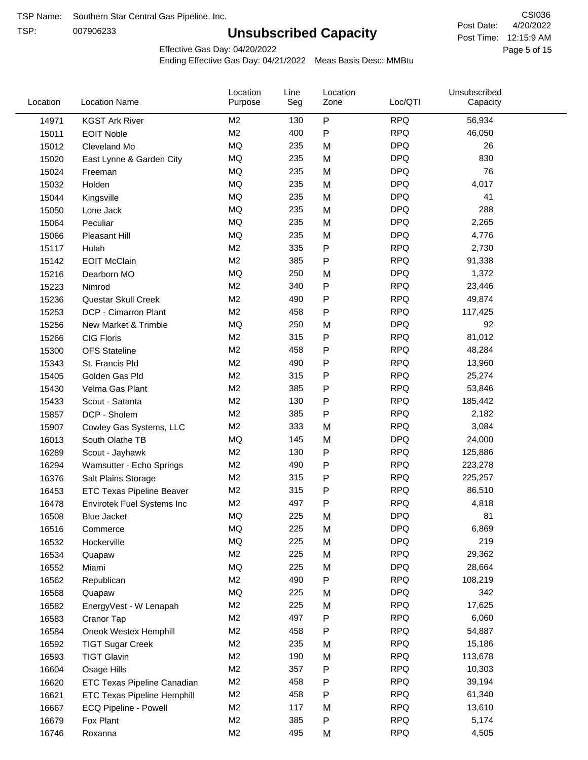TSP Name: Southern Star Central Gas Pipeline, Inc.

TSP: 007906233

# Unsubscribed Capacity

CSI036

Post Date: 4/20/2022

Post Time: 12:15:9 AM

Effective Gas Day: 04/20/2022

Ending Effective Gas Day: 04/21/2022 Meas Basis Desc: MMBtu

| Location | Location Name | Location Purpose | Line Seg | Location Zone | Loc/QTI | Unsubscribed Capacity |
|---|---|---|---|---|---|---|
| 14971 | KGST Ark River | M2 | 130 | P | RPQ | 56,934 |
| 15011 | EOIT Noble | M2 | 400 | P | RPQ | 46,050 |
| 15012 | Cleveland Mo | MQ | 235 | M | DPQ | 26 |
| 15020 | East Lynne & Garden City | MQ | 235 | M | DPQ | 830 |
| 15024 | Freeman | MQ | 235 | M | DPQ | 76 |
| 15032 | Holden | MQ | 235 | M | DPQ | 4,017 |
| 15044 | Kingsville | MQ | 235 | M | DPQ | 41 |
| 15050 | Lone Jack | MQ | 235 | M | DPQ | 288 |
| 15064 | Peculiar | MQ | 235 | M | DPQ | 2,265 |
| 15066 | Pleasant Hill | MQ | 235 | M | DPQ | 4,776 |
| 15117 | Hulah | M2 | 335 | P | RPQ | 2,730 |
| 15142 | EOIT McClain | M2 | 385 | P | RPQ | 91,338 |
| 15216 | Dearborn MO | MQ | 250 | M | DPQ | 1,372 |
| 15223 | Nimrod | M2 | 340 | P | RPQ | 23,446 |
| 15236 | Questar Skull Creek | M2 | 490 | P | RPQ | 49,874 |
| 15253 | DCP - Cimarron Plant | M2 | 458 | P | RPQ | 117,425 |
| 15256 | New Market & Trimble | MQ | 250 | M | DPQ | 92 |
| 15266 | CIG Floris | M2 | 315 | P | RPQ | 81,012 |
| 15300 | OFS Stateline | M2 | 458 | P | RPQ | 48,284 |
| 15343 | St. Francis Pld | M2 | 490 | P | RPQ | 13,960 |
| 15405 | Golden Gas Pld | M2 | 315 | P | RPQ | 25,274 |
| 15430 | Velma Gas Plant | M2 | 385 | P | RPQ | 53,846 |
| 15433 | Scout - Satanta | M2 | 130 | P | RPQ | 185,442 |
| 15857 | DCP - Sholem | M2 | 385 | P | RPQ | 2,182 |
| 15907 | Cowley Gas Systems, LLC | M2 | 333 | M | RPQ | 3,084 |
| 16013 | South Olathe TB | MQ | 145 | M | DPQ | 24,000 |
| 16289 | Scout - Jayhawk | M2 | 130 | P | RPQ | 125,886 |
| 16294 | Wamsutter - Echo Springs | M2 | 490 | P | RPQ | 223,278 |
| 16376 | Salt Plains Storage | M2 | 315 | P | RPQ | 225,257 |
| 16453 | ETC Texas Pipeline Beaver | M2 | 315 | P | RPQ | 86,510 |
| 16478 | Envirotek Fuel Systems Inc | M2 | 497 | P | RPQ | 4,818 |
| 16508 | Blue Jacket | MQ | 225 | M | DPQ | 81 |
| 16516 | Commerce | MQ | 225 | M | DPQ | 6,869 |
| 16532 | Hockerville | MQ | 225 | M | DPQ | 219 |
| 16534 | Quapaw | M2 | 225 | M | RPQ | 29,362 |
| 16552 | Miami | MQ | 225 | M | DPQ | 28,664 |
| 16562 | Republican | M2 | 490 | P | RPQ | 108,219 |
| 16568 | Quapaw | MQ | 225 | M | DPQ | 342 |
| 16582 | EnergyVest - W Lenapah | M2 | 225 | M | RPQ | 17,625 |
| 16583 | Cranor Tap | M2 | 497 | P | RPQ | 6,060 |
| 16584 | Oneok Westex Hemphill | M2 | 458 | P | RPQ | 54,887 |
| 16592 | TIGT Sugar Creek | M2 | 235 | M | RPQ | 15,186 |
| 16593 | TIGT Glavin | M2 | 190 | M | RPQ | 113,678 |
| 16604 | Osage Hills | M2 | 357 | P | RPQ | 10,303 |
| 16620 | ETC Texas Pipeline Canadian | M2 | 458 | P | RPQ | 39,194 |
| 16621 | ETC Texas Pipeline Hemphill | M2 | 458 | P | RPQ | 61,340 |
| 16667 | ECQ Pipeline - Powell | M2 | 117 | M | RPQ | 13,610 |
| 16679 | Fox Plant | M2 | 385 | P | RPQ | 5,174 |
| 16746 | Roxanna | M2 | 495 | M | RPQ | 4,505 |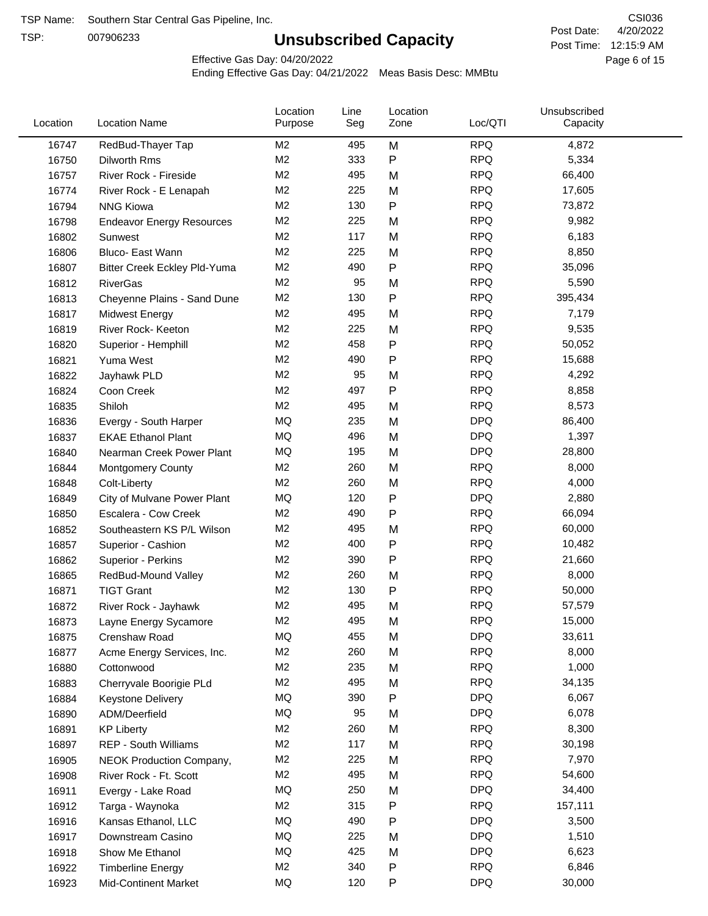TSP Name: Southern Star Central Gas Pipeline, Inc.

TSP: 007906233

# Unsubscribed Capacity

CSI036

Post Date: 4/20/2022

Post Time: 12:15:9 AM

Effective Gas Day: 04/20/2022

Ending Effective Gas Day: 04/21/2022 Meas Basis Desc: MMBtu

| Location | Location Name | Location Purpose | Line Seg | Location Zone | Loc/QTI | Unsubscribed Capacity |
|---|---|---|---|---|---|---|
| 16747 | RedBud-Thayer Tap | M2 | 495 | M | RPQ | 4,872 |
| 16750 | Dilworth Rms | M2 | 333 | P | RPQ | 5,334 |
| 16757 | River Rock - Fireside | M2 | 495 | M | RPQ | 66,400 |
| 16774 | River Rock - E Lenapah | M2 | 225 | M | RPQ | 17,605 |
| 16794 | NNG Kiowa | M2 | 130 | P | RPQ | 73,872 |
| 16798 | Endeavor Energy Resources | M2 | 225 | M | RPQ | 9,982 |
| 16802 | Sunwest | M2 | 117 | M | RPQ | 6,183 |
| 16806 | Bluco- East Wann | M2 | 225 | M | RPQ | 8,850 |
| 16807 | Bitter Creek Eckley Pld-Yuma | M2 | 490 | P | RPQ | 35,096 |
| 16812 | RiverGas | M2 | 95 | M | RPQ | 5,590 |
| 16813 | Cheyenne Plains - Sand Dune | M2 | 130 | P | RPQ | 395,434 |
| 16817 | Midwest Energy | M2 | 495 | M | RPQ | 7,179 |
| 16819 | River Rock- Keeton | M2 | 225 | M | RPQ | 9,535 |
| 16820 | Superior - Hemphill | M2 | 458 | P | RPQ | 50,052 |
| 16821 | Yuma West | M2 | 490 | P | RPQ | 15,688 |
| 16822 | Jayhawk PLD | M2 | 95 | M | RPQ | 4,292 |
| 16824 | Coon Creek | M2 | 497 | P | RPQ | 8,858 |
| 16835 | Shiloh | M2 | 495 | M | RPQ | 8,573 |
| 16836 | Evergy - South Harper | MQ | 235 | M | DPQ | 86,400 |
| 16837 | EKAE Ethanol Plant | MQ | 496 | M | DPQ | 1,397 |
| 16840 | Nearman Creek Power Plant | MQ | 195 | M | DPQ | 28,800 |
| 16844 | Montgomery County | M2 | 260 | M | RPQ | 8,000 |
| 16848 | Colt-Liberty | M2 | 260 | M | RPQ | 4,000 |
| 16849 | City of Mulvane Power Plant | MQ | 120 | P | DPQ | 2,880 |
| 16850 | Escalera - Cow Creek | M2 | 490 | P | RPQ | 66,094 |
| 16852 | Southeastern KS P/L Wilson | M2 | 495 | M | RPQ | 60,000 |
| 16857 | Superior - Cashion | M2 | 400 | P | RPQ | 10,482 |
| 16862 | Superior - Perkins | M2 | 390 | P | RPQ | 21,660 |
| 16865 | RedBud-Mound Valley | M2 | 260 | M | RPQ | 8,000 |
| 16871 | TIGT Grant | M2 | 130 | P | RPQ | 50,000 |
| 16872 | River Rock - Jayhawk | M2 | 495 | M | RPQ | 57,579 |
| 16873 | Layne Energy Sycamore | M2 | 495 | M | RPQ | 15,000 |
| 16875 | Crenshaw Road | MQ | 455 | M | DPQ | 33,611 |
| 16877 | Acme Energy Services, Inc. | M2 | 260 | M | RPQ | 8,000 |
| 16880 | Cottonwood | M2 | 235 | M | RPQ | 1,000 |
| 16883 | Cherryvale Boorigie PLd | M2 | 495 | M | RPQ | 34,135 |
| 16884 | Keystone Delivery | MQ | 390 | P | DPQ | 6,067 |
| 16890 | ADM/Deerfield | MQ | 95 | M | DPQ | 6,078 |
| 16891 | KP Liberty | M2 | 260 | M | RPQ | 8,300 |
| 16897 | REP - South Williams | M2 | 117 | M | RPQ | 30,198 |
| 16905 | NEOK Production Company, | M2 | 225 | M | RPQ | 7,970 |
| 16908 | River Rock - Ft. Scott | M2 | 495 | M | RPQ | 54,600 |
| 16911 | Evergy - Lake Road | MQ | 250 | M | DPQ | 34,400 |
| 16912 | Targa - Waynoka | M2 | 315 | P | RPQ | 157,111 |
| 16916 | Kansas Ethanol, LLC | MQ | 490 | P | DPQ | 3,500 |
| 16917 | Downstream Casino | MQ | 225 | M | DPQ | 1,510 |
| 16918 | Show Me Ethanol | MQ | 425 | M | DPQ | 6,623 |
| 16922 | Timberline Energy | M2 | 340 | P | RPQ | 6,846 |
| 16923 | Mid-Continent Market | MQ | 120 | P | DPQ | 30,000 |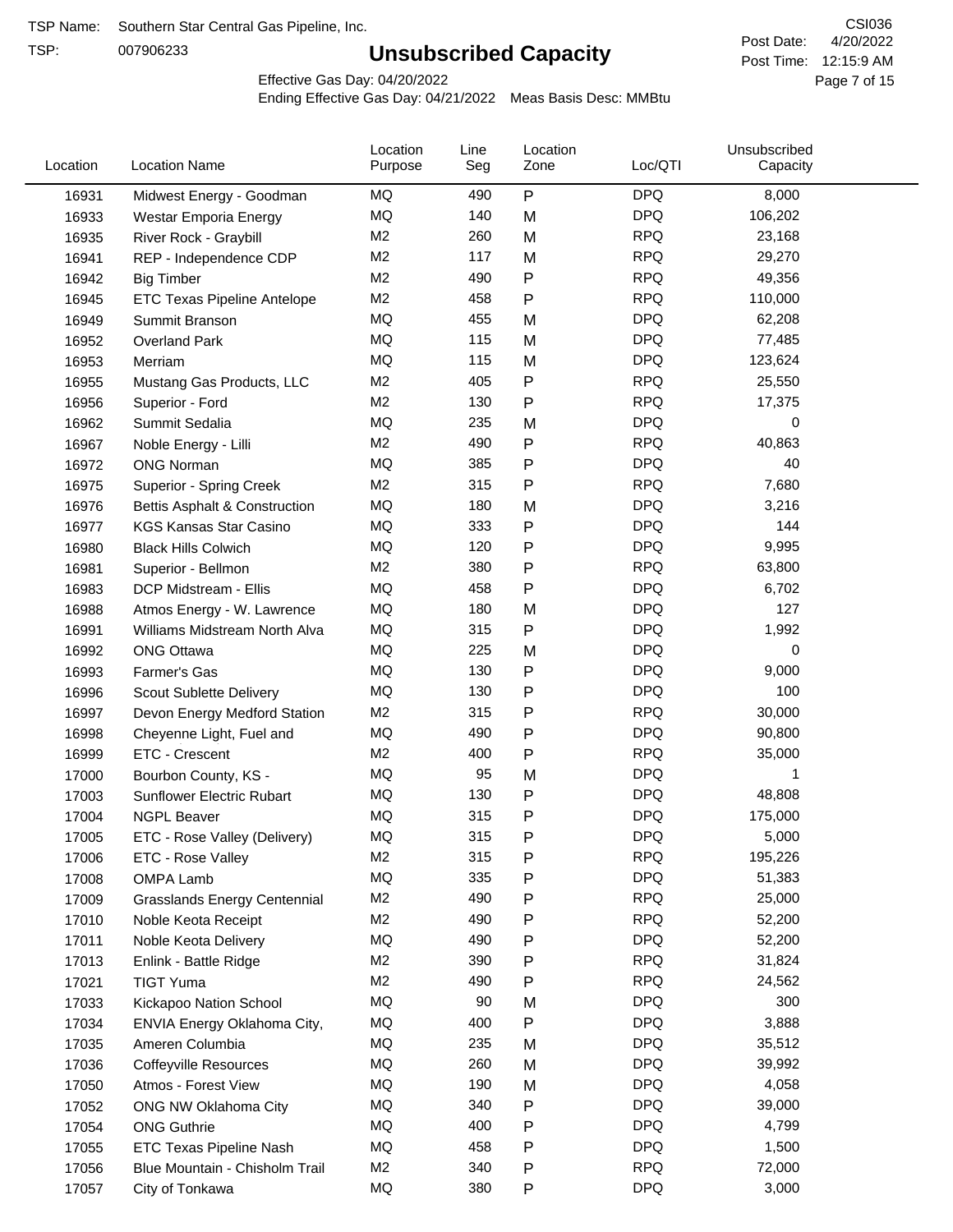TSP Name: Southern Star Central Gas Pipeline, Inc.

TSP: 007906233

# Unsubscribed Capacity

CSI036

Post Date: 4/20/2022

Post Time: 12:15:9 AM

Effective Gas Day: 04/20/2022

Ending Effective Gas Day: 04/21/2022 Meas Basis Desc: MMBtu

| Location | Location Name | Location Purpose | Line Seg | Location Zone | Loc/QTI | Unsubscribed Capacity |
|---|---|---|---|---|---|---|
| 16931 | Midwest Energy - Goodman | MQ | 490 | P | DPQ | 8,000 |
| 16933 | Westar Emporia Energy | MQ | 140 | M | DPQ | 106,202 |
| 16935 | River Rock - Graybill | M2 | 260 | M | RPQ | 23,168 |
| 16941 | REP - Independence CDP | M2 | 117 | M | RPQ | 29,270 |
| 16942 | Big Timber | M2 | 490 | P | RPQ | 49,356 |
| 16945 | ETC Texas Pipeline Antelope | M2 | 458 | P | RPQ | 110,000 |
| 16949 | Summit Branson | MQ | 455 | M | DPQ | 62,208 |
| 16952 | Overland Park | MQ | 115 | M | DPQ | 77,485 |
| 16953 | Merriam | MQ | 115 | M | DPQ | 123,624 |
| 16955 | Mustang Gas Products, LLC | M2 | 405 | P | RPQ | 25,550 |
| 16956 | Superior - Ford | M2 | 130 | P | RPQ | 17,375 |
| 16962 | Summit Sedalia | MQ | 235 | M | DPQ | 0 |
| 16967 | Noble Energy - Lilli | M2 | 490 | P | RPQ | 40,863 |
| 16972 | ONG Norman | MQ | 385 | P | DPQ | 40 |
| 16975 | Superior - Spring Creek | M2 | 315 | P | RPQ | 7,680 |
| 16976 | Bettis Asphalt & Construction | MQ | 180 | M | DPQ | 3,216 |
| 16977 | KGS Kansas Star Casino | MQ | 333 | P | DPQ | 144 |
| 16980 | Black Hills Colwich | MQ | 120 | P | DPQ | 9,995 |
| 16981 | Superior - Bellmon | M2 | 380 | P | RPQ | 63,800 |
| 16983 | DCP Midstream - Ellis | MQ | 458 | P | DPQ | 6,702 |
| 16988 | Atmos Energy - W. Lawrence | MQ | 180 | M | DPQ | 127 |
| 16991 | Williams Midstream North Alva | MQ | 315 | P | DPQ | 1,992 |
| 16992 | ONG Ottawa | MQ | 225 | M | DPQ | 0 |
| 16993 | Farmer's Gas | MQ | 130 | P | DPQ | 9,000 |
| 16996 | Scout Sublette Delivery | MQ | 130 | P | DPQ | 100 |
| 16997 | Devon Energy Medford Station | M2 | 315 | P | RPQ | 30,000 |
| 16998 | Cheyenne Light, Fuel and | MQ | 490 | P | DPQ | 90,800 |
| 16999 | ETC - Crescent | M2 | 400 | P | RPQ | 35,000 |
| 17000 | Bourbon County, KS - | MQ | 95 | M | DPQ | 1 |
| 17003 | Sunflower Electric Rubart | MQ | 130 | P | DPQ | 48,808 |
| 17004 | NGPL Beaver | MQ | 315 | P | DPQ | 175,000 |
| 17005 | ETC - Rose Valley (Delivery) | MQ | 315 | P | DPQ | 5,000 |
| 17006 | ETC - Rose Valley | M2 | 315 | P | RPQ | 195,226 |
| 17008 | OMPA Lamb | MQ | 335 | P | DPQ | 51,383 |
| 17009 | Grasslands Energy Centennial | M2 | 490 | P | RPQ | 25,000 |
| 17010 | Noble Keota Receipt | M2 | 490 | P | RPQ | 52,200 |
| 17011 | Noble Keota Delivery | MQ | 490 | P | DPQ | 52,200 |
| 17013 | Enlink - Battle Ridge | M2 | 390 | P | RPQ | 31,824 |
| 17021 | TIGT Yuma | M2 | 490 | P | RPQ | 24,562 |
| 17033 | Kickapoo Nation School | MQ | 90 | M | DPQ | 300 |
| 17034 | ENVIA Energy Oklahoma City, | MQ | 400 | P | DPQ | 3,888 |
| 17035 | Ameren Columbia | MQ | 235 | M | DPQ | 35,512 |
| 17036 | Coffeyville Resources | MQ | 260 | M | DPQ | 39,992 |
| 17050 | Atmos - Forest View | MQ | 190 | M | DPQ | 4,058 |
| 17052 | ONG NW Oklahoma City | MQ | 340 | P | DPQ | 39,000 |
| 17054 | ONG Guthrie | MQ | 400 | P | DPQ | 4,799 |
| 17055 | ETC Texas Pipeline Nash | MQ | 458 | P | DPQ | 1,500 |
| 17056 | Blue Mountain - Chisholm Trail | M2 | 340 | P | RPQ | 72,000 |
| 17057 | City of Tonkawa | MQ | 380 | P | DPQ | 3,000 |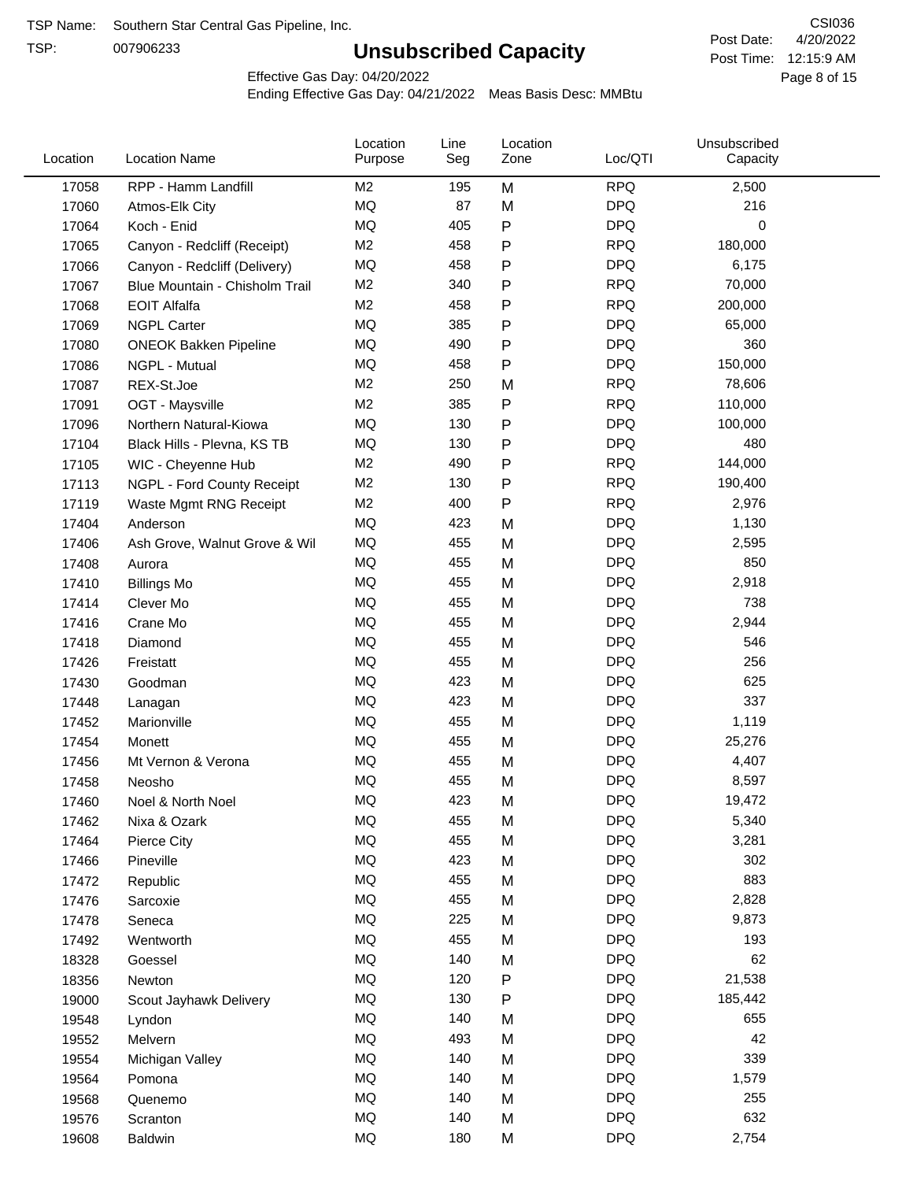TSP Name: Southern Star Central Gas Pipeline, Inc.

TSP: 007906233

# Unsubscribed Capacity

CSI036

Post Date: 4/20/2022

Post Time: 12:15:9 AM

Effective Gas Day: 04/20/2022

Ending Effective Gas Day: 04/21/2022 Meas Basis Desc: MMBtu

| Location | Location Name | Location Purpose | Line Seg | Location Zone | Loc/QTI | Unsubscribed Capacity |
|---|---|---|---|---|---|---|
| 17058 | RPP - Hamm Landfill | M2 | 195 | M | RPQ | 2,500 |
| 17060 | Atmos-Elk City | MQ | 87 | M | DPQ | 216 |
| 17064 | Koch - Enid | MQ | 405 | P | DPQ | 0 |
| 17065 | Canyon - Redcliff (Receipt) | M2 | 458 | P | RPQ | 180,000 |
| 17066 | Canyon - Redcliff (Delivery) | MQ | 458 | P | DPQ | 6,175 |
| 17067 | Blue Mountain - Chisholm Trail | M2 | 340 | P | RPQ | 70,000 |
| 17068 | EOIT Alfalfa | M2 | 458 | P | RPQ | 200,000 |
| 17069 | NGPL Carter | MQ | 385 | P | DPQ | 65,000 |
| 17080 | ONEOK Bakken Pipeline | MQ | 490 | P | DPQ | 360 |
| 17086 | NGPL - Mutual | MQ | 458 | P | DPQ | 150,000 |
| 17087 | REX-St.Joe | M2 | 250 | M | RPQ | 78,606 |
| 17091 | OGT - Maysville | M2 | 385 | P | RPQ | 110,000 |
| 17096 | Northern Natural-Kiowa | MQ | 130 | P | DPQ | 100,000 |
| 17104 | Black Hills - Plevna, KS TB | MQ | 130 | P | DPQ | 480 |
| 17105 | WIC - Cheyenne Hub | M2 | 490 | P | RPQ | 144,000 |
| 17113 | NGPL - Ford County Receipt | M2 | 130 | P | RPQ | 190,400 |
| 17119 | Waste Mgmt RNG Receipt | M2 | 400 | P | RPQ | 2,976 |
| 17404 | Anderson | MQ | 423 | M | DPQ | 1,130 |
| 17406 | Ash Grove, Walnut Grove & Wil | MQ | 455 | M | DPQ | 2,595 |
| 17408 | Aurora | MQ | 455 | M | DPQ | 850 |
| 17410 | Billings Mo | MQ | 455 | M | DPQ | 2,918 |
| 17414 | Clever Mo | MQ | 455 | M | DPQ | 738 |
| 17416 | Crane Mo | MQ | 455 | M | DPQ | 2,944 |
| 17418 | Diamond | MQ | 455 | M | DPQ | 546 |
| 17426 | Freistatt | MQ | 455 | M | DPQ | 256 |
| 17430 | Goodman | MQ | 423 | M | DPQ | 625 |
| 17448 | Lanagan | MQ | 423 | M | DPQ | 337 |
| 17452 | Marionville | MQ | 455 | M | DPQ | 1,119 |
| 17454 | Monett | MQ | 455 | M | DPQ | 25,276 |
| 17456 | Mt Vernon & Verona | MQ | 455 | M | DPQ | 4,407 |
| 17458 | Neosho | MQ | 455 | M | DPQ | 8,597 |
| 17460 | Noel & North Noel | MQ | 423 | M | DPQ | 19,472 |
| 17462 | Nixa & Ozark | MQ | 455 | M | DPQ | 5,340 |
| 17464 | Pierce City | MQ | 455 | M | DPQ | 3,281 |
| 17466 | Pineville | MQ | 423 | M | DPQ | 302 |
| 17472 | Republic | MQ | 455 | M | DPQ | 883 |
| 17476 | Sarcoxie | MQ | 455 | M | DPQ | 2,828 |
| 17478 | Seneca | MQ | 225 | M | DPQ | 9,873 |
| 17492 | Wentworth | MQ | 455 | M | DPQ | 193 |
| 18328 | Goessel | MQ | 140 | M | DPQ | 62 |
| 18356 | Newton | MQ | 120 | P | DPQ | 21,538 |
| 19000 | Scout Jayhawk Delivery | MQ | 130 | P | DPQ | 185,442 |
| 19548 | Lyndon | MQ | 140 | M | DPQ | 655 |
| 19552 | Melvern | MQ | 493 | M | DPQ | 42 |
| 19554 | Michigan Valley | MQ | 140 | M | DPQ | 339 |
| 19564 | Pomona | MQ | 140 | M | DPQ | 1,579 |
| 19568 | Quenemo | MQ | 140 | M | DPQ | 255 |
| 19576 | Scranton | MQ | 140 | M | DPQ | 632 |
| 19608 | Baldwin | MQ | 180 | M | DPQ | 2,754 |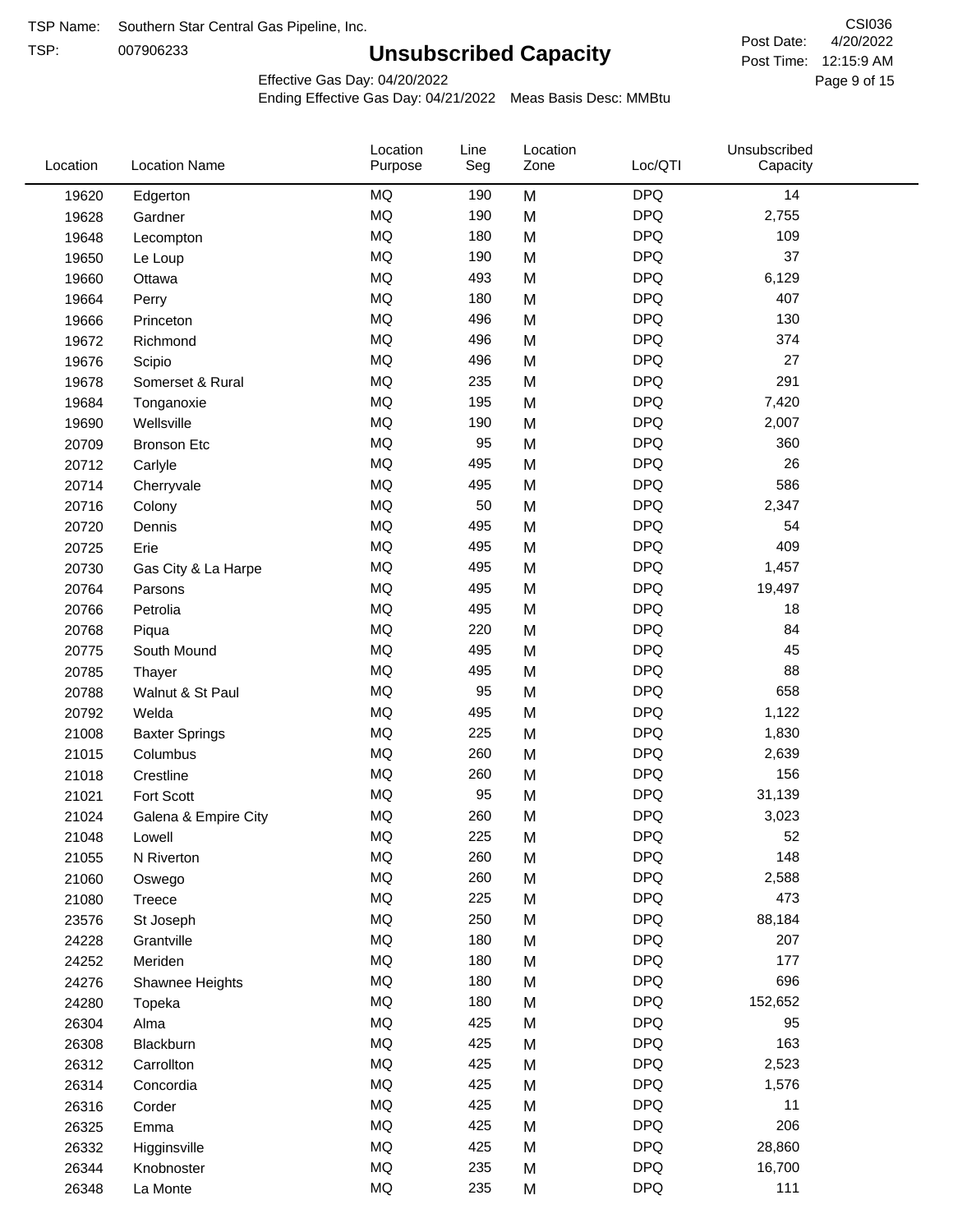TSP Name: Southern Star Central Gas Pipeline, Inc.

TSP: 007906233

# Unsubscribed Capacity

CSI036

Post Date: 4/20/2022

Post Time: 12:15:9 AM

Effective Gas Day: 04/20/2022

Ending Effective Gas Day: 04/21/2022 Meas Basis Desc: MMBtu

| Location | Location Name | Location Purpose | Line Seg | Location Zone | Loc/QTI | Unsubscribed Capacity |
|---|---|---|---|---|---|---|
| 19620 | Edgerton | MQ | 190 | M | DPQ | 14 |
| 19628 | Gardner | MQ | 190 | M | DPQ | 2,755 |
| 19648 | Lecompton | MQ | 180 | M | DPQ | 109 |
| 19650 | Le Loup | MQ | 190 | M | DPQ | 37 |
| 19660 | Ottawa | MQ | 493 | M | DPQ | 6,129 |
| 19664 | Perry | MQ | 180 | M | DPQ | 407 |
| 19666 | Princeton | MQ | 496 | M | DPQ | 130 |
| 19672 | Richmond | MQ | 496 | M | DPQ | 374 |
| 19676 | Scipio | MQ | 496 | M | DPQ | 27 |
| 19678 | Somerset & Rural | MQ | 235 | M | DPQ | 291 |
| 19684 | Tonganoxie | MQ | 195 | M | DPQ | 7,420 |
| 19690 | Wellsville | MQ | 190 | M | DPQ | 2,007 |
| 20709 | Bronson Etc | MQ | 95 | M | DPQ | 360 |
| 20712 | Carlyle | MQ | 495 | M | DPQ | 26 |
| 20714 | Cherryvale | MQ | 495 | M | DPQ | 586 |
| 20716 | Colony | MQ | 50 | M | DPQ | 2,347 |
| 20720 | Dennis | MQ | 495 | M | DPQ | 54 |
| 20725 | Erie | MQ | 495 | M | DPQ | 409 |
| 20730 | Gas City & La Harpe | MQ | 495 | M | DPQ | 1,457 |
| 20764 | Parsons | MQ | 495 | M | DPQ | 19,497 |
| 20766 | Petrolia | MQ | 495 | M | DPQ | 18 |
| 20768 | Piqua | MQ | 220 | M | DPQ | 84 |
| 20775 | South Mound | MQ | 495 | M | DPQ | 45 |
| 20785 | Thayer | MQ | 495 | M | DPQ | 88 |
| 20788 | Walnut & St Paul | MQ | 95 | M | DPQ | 658 |
| 20792 | Welda | MQ | 495 | M | DPQ | 1,122 |
| 21008 | Baxter Springs | MQ | 225 | M | DPQ | 1,830 |
| 21015 | Columbus | MQ | 260 | M | DPQ | 2,639 |
| 21018 | Crestline | MQ | 260 | M | DPQ | 156 |
| 21021 | Fort Scott | MQ | 95 | M | DPQ | 31,139 |
| 21024 | Galena & Empire City | MQ | 260 | M | DPQ | 3,023 |
| 21048 | Lowell | MQ | 225 | M | DPQ | 52 |
| 21055 | N Riverton | MQ | 260 | M | DPQ | 148 |
| 21060 | Oswego | MQ | 260 | M | DPQ | 2,588 |
| 21080 | Treece | MQ | 225 | M | DPQ | 473 |
| 23576 | St Joseph | MQ | 250 | M | DPQ | 88,184 |
| 24228 | Grantville | MQ | 180 | M | DPQ | 207 |
| 24252 | Meriden | MQ | 180 | M | DPQ | 177 |
| 24276 | Shawnee Heights | MQ | 180 | M | DPQ | 696 |
| 24280 | Topeka | MQ | 180 | M | DPQ | 152,652 |
| 26304 | Alma | MQ | 425 | M | DPQ | 95 |
| 26308 | Blackburn | MQ | 425 | M | DPQ | 163 |
| 26312 | Carrollton | MQ | 425 | M | DPQ | 2,523 |
| 26314 | Concordia | MQ | 425 | M | DPQ | 1,576 |
| 26316 | Corder | MQ | 425 | M | DPQ | 11 |
| 26325 | Emma | MQ | 425 | M | DPQ | 206 |
| 26332 | Higginsville | MQ | 425 | M | DPQ | 28,860 |
| 26344 | Knobnoster | MQ | 235 | M | DPQ | 16,700 |
| 26348 | La Monte | MQ | 235 | M | DPQ | 111 |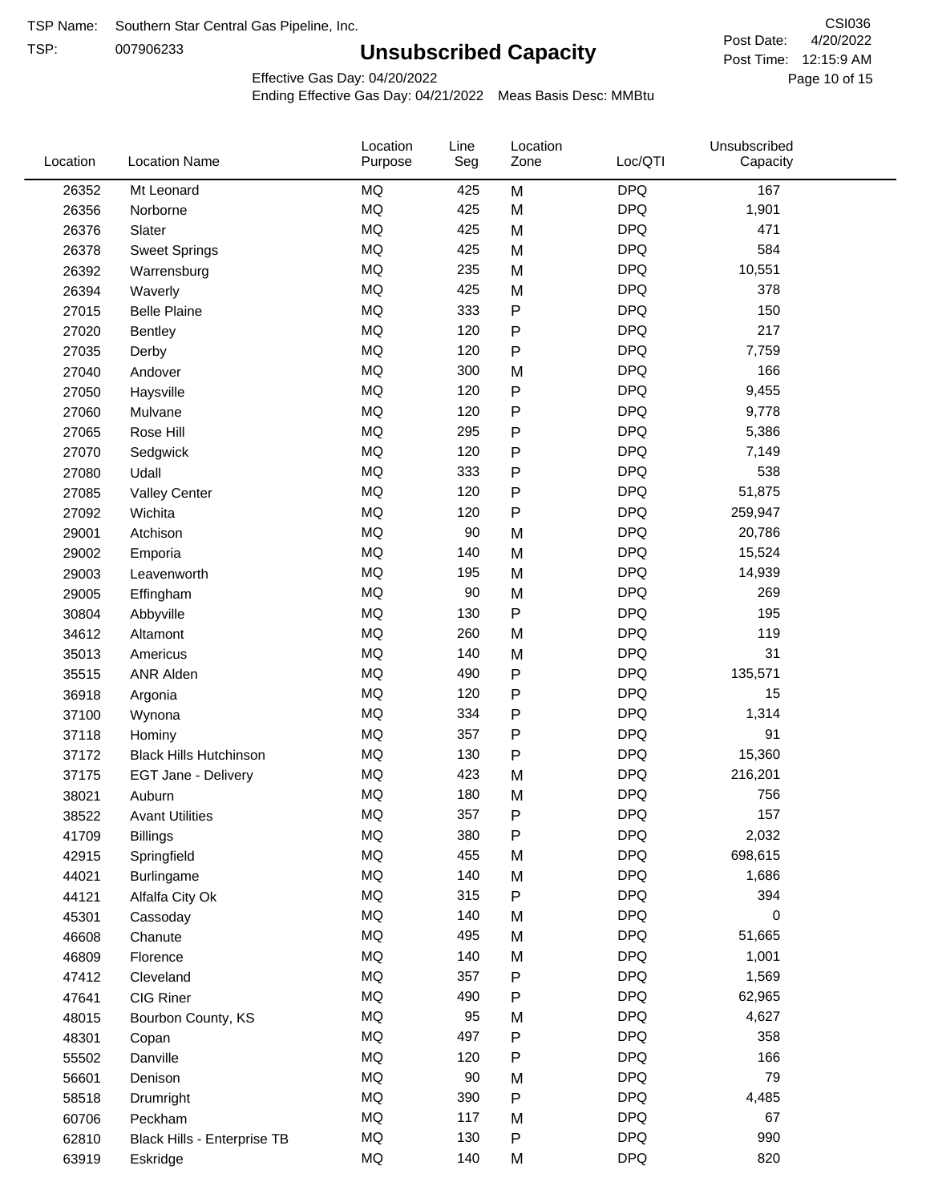TSP Name: Southern Star Central Gas Pipeline, Inc.

TSP: 007906233

# Unsubscribed Capacity

CSI036

Post Date: 4/20/2022

Post Time: 12:15:9 AM

Effective Gas Day: 04/20/2022

Ending Effective Gas Day: 04/21/2022 Meas Basis Desc: MMBtu

| Location | Location Name | Location Purpose | Line Seg | Location Zone | Loc/QTI | Unsubscribed Capacity |
|---|---|---|---|---|---|---|
| 26352 | Mt Leonard | MQ | 425 | M | DPQ | 167 |
| 26356 | Norborne | MQ | 425 | M | DPQ | 1,901 |
| 26376 | Slater | MQ | 425 | M | DPQ | 471 |
| 26378 | Sweet Springs | MQ | 425 | M | DPQ | 584 |
| 26392 | Warrensburg | MQ | 235 | M | DPQ | 10,551 |
| 26394 | Waverly | MQ | 425 | M | DPQ | 378 |
| 27015 | Belle Plaine | MQ | 333 | P | DPQ | 150 |
| 27020 | Bentley | MQ | 120 | P | DPQ | 217 |
| 27035 | Derby | MQ | 120 | P | DPQ | 7,759 |
| 27040 | Andover | MQ | 300 | M | DPQ | 166 |
| 27050 | Haysville | MQ | 120 | P | DPQ | 9,455 |
| 27060 | Mulvane | MQ | 120 | P | DPQ | 9,778 |
| 27065 | Rose Hill | MQ | 295 | P | DPQ | 5,386 |
| 27070 | Sedgwick | MQ | 120 | P | DPQ | 7,149 |
| 27080 | Udall | MQ | 333 | P | DPQ | 538 |
| 27085 | Valley Center | MQ | 120 | P | DPQ | 51,875 |
| 27092 | Wichita | MQ | 120 | P | DPQ | 259,947 |
| 29001 | Atchison | MQ | 90 | M | DPQ | 20,786 |
| 29002 | Emporia | MQ | 140 | M | DPQ | 15,524 |
| 29003 | Leavenworth | MQ | 195 | M | DPQ | 14,939 |
| 29005 | Effingham | MQ | 90 | M | DPQ | 269 |
| 30804 | Abbyville | MQ | 130 | P | DPQ | 195 |
| 34612 | Altamont | MQ | 260 | M | DPQ | 119 |
| 35013 | Americus | MQ | 140 | M | DPQ | 31 |
| 35515 | ANR Alden | MQ | 490 | P | DPQ | 135,571 |
| 36918 | Argonia | MQ | 120 | P | DPQ | 15 |
| 37100 | Wynona | MQ | 334 | P | DPQ | 1,314 |
| 37118 | Hominy | MQ | 357 | P | DPQ | 91 |
| 37172 | Black Hills Hutchinson | MQ | 130 | P | DPQ | 15,360 |
| 37175 | EGT Jane - Delivery | MQ | 423 | M | DPQ | 216,201 |
| 38021 | Auburn | MQ | 180 | M | DPQ | 756 |
| 38522 | Avant Utilities | MQ | 357 | P | DPQ | 157 |
| 41709 | Billings | MQ | 380 | P | DPQ | 2,032 |
| 42915 | Springfield | MQ | 455 | M | DPQ | 698,615 |
| 44021 | Burlingame | MQ | 140 | M | DPQ | 1,686 |
| 44121 | Alfalfa City Ok | MQ | 315 | P | DPQ | 394 |
| 45301 | Cassoday | MQ | 140 | M | DPQ | 0 |
| 46608 | Chanute | MQ | 495 | M | DPQ | 51,665 |
| 46809 | Florence | MQ | 140 | M | DPQ | 1,001 |
| 47412 | Cleveland | MQ | 357 | P | DPQ | 1,569 |
| 47641 | CIG Riner | MQ | 490 | P | DPQ | 62,965 |
| 48015 | Bourbon County, KS | MQ | 95 | M | DPQ | 4,627 |
| 48301 | Copan | MQ | 497 | P | DPQ | 358 |
| 55502 | Danville | MQ | 120 | P | DPQ | 166 |
| 56601 | Denison | MQ | 90 | M | DPQ | 79 |
| 58518 | Drumright | MQ | 390 | P | DPQ | 4,485 |
| 60706 | Peckham | MQ | 117 | M | DPQ | 67 |
| 62810 | Black Hills - Enterprise TB | MQ | 130 | P | DPQ | 990 |
| 63919 | Eskridge | MQ | 140 | M | DPQ | 820 |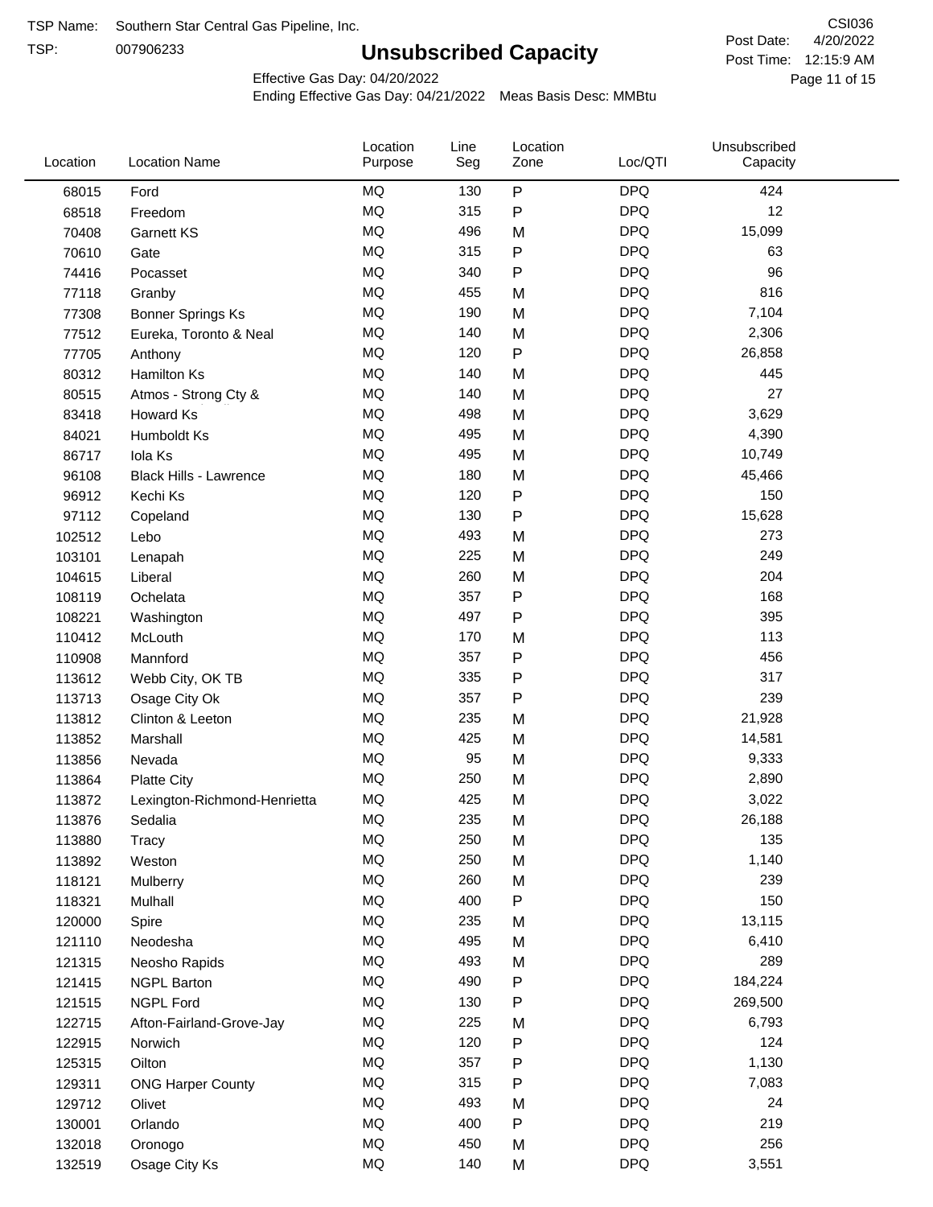TSP Name: Southern Star Central Gas Pipeline, Inc.
TSP: 007906233

# Unsubscribed Capacity

CSI036
Post Date: 4/20/2022
Post Time: 12:15:9 AM

Effective Gas Day: 04/20/2022
Ending Effective Gas Day: 04/21/2022 Meas Basis Desc: MMBtu

| Location | Location Name | Location Purpose | Line Seg | Location Zone | Loc/QTI | Unsubscribed Capacity |
|---|---|---|---|---|---|---|
| 68015 | Ford | MQ | 130 | P | DPQ | 424 |
| 68518 | Freedom | MQ | 315 | P | DPQ | 12 |
| 70408 | Garnett KS | MQ | 496 | M | DPQ | 15,099 |
| 70610 | Gate | MQ | 315 | P | DPQ | 63 |
| 74416 | Pocasset | MQ | 340 | P | DPQ | 96 |
| 77118 | Granby | MQ | 455 | M | DPQ | 816 |
| 77308 | Bonner Springs Ks | MQ | 190 | M | DPQ | 7,104 |
| 77512 | Eureka, Toronto & Neal | MQ | 140 | M | DPQ | 2,306 |
| 77705 | Anthony | MQ | 120 | P | DPQ | 26,858 |
| 80312 | Hamilton Ks | MQ | 140 | M | DPQ | 445 |
| 80515 | Atmos - Strong Cty & | MQ | 140 | M | DPQ | 27 |
| 83418 | Howard Ks | MQ | 498 | M | DPQ | 3,629 |
| 84021 | Humboldt Ks | MQ | 495 | M | DPQ | 4,390 |
| 86717 | Iola Ks | MQ | 495 | M | DPQ | 10,749 |
| 96108 | Black Hills - Lawrence | MQ | 180 | M | DPQ | 45,466 |
| 96912 | Kechi Ks | MQ | 120 | P | DPQ | 150 |
| 97112 | Copeland | MQ | 130 | P | DPQ | 15,628 |
| 102512 | Lebo | MQ | 493 | M | DPQ | 273 |
| 103101 | Lenapah | MQ | 225 | M | DPQ | 249 |
| 104615 | Liberal | MQ | 260 | M | DPQ | 204 |
| 108119 | Ochelata | MQ | 357 | P | DPQ | 168 |
| 108221 | Washington | MQ | 497 | P | DPQ | 395 |
| 110412 | McLouth | MQ | 170 | M | DPQ | 113 |
| 110908 | Mannford | MQ | 357 | P | DPQ | 456 |
| 113612 | Webb City, OK TB | MQ | 335 | P | DPQ | 317 |
| 113713 | Osage City Ok | MQ | 357 | P | DPQ | 239 |
| 113812 | Clinton & Leeton | MQ | 235 | M | DPQ | 21,928 |
| 113852 | Marshall | MQ | 425 | M | DPQ | 14,581 |
| 113856 | Nevada | MQ | 95 | M | DPQ | 9,333 |
| 113864 | Platte City | MQ | 250 | M | DPQ | 2,890 |
| 113872 | Lexington-Richmond-Henrietta | MQ | 425 | M | DPQ | 3,022 |
| 113876 | Sedalia | MQ | 235 | M | DPQ | 26,188 |
| 113880 | Tracy | MQ | 250 | M | DPQ | 135 |
| 113892 | Weston | MQ | 250 | M | DPQ | 1,140 |
| 118121 | Mulberry | MQ | 260 | M | DPQ | 239 |
| 118321 | Mulhall | MQ | 400 | P | DPQ | 150 |
| 120000 | Spire | MQ | 235 | M | DPQ | 13,115 |
| 121110 | Neodesha | MQ | 495 | M | DPQ | 6,410 |
| 121315 | Neosho Rapids | MQ | 493 | M | DPQ | 289 |
| 121415 | NGPL Barton | MQ | 490 | P | DPQ | 184,224 |
| 121515 | NGPL Ford | MQ | 130 | P | DPQ | 269,500 |
| 122715 | Afton-Fairland-Grove-Jay | MQ | 225 | M | DPQ | 6,793 |
| 122915 | Norwich | MQ | 120 | P | DPQ | 124 |
| 125315 | Oilton | MQ | 357 | P | DPQ | 1,130 |
| 129311 | ONG Harper County | MQ | 315 | P | DPQ | 7,083 |
| 129712 | Olivet | MQ | 493 | M | DPQ | 24 |
| 130001 | Orlando | MQ | 400 | P | DPQ | 219 |
| 132018 | Oronogo | MQ | 450 | M | DPQ | 256 |
| 132519 | Osage City Ks | MQ | 140 | M | DPQ | 3,551 |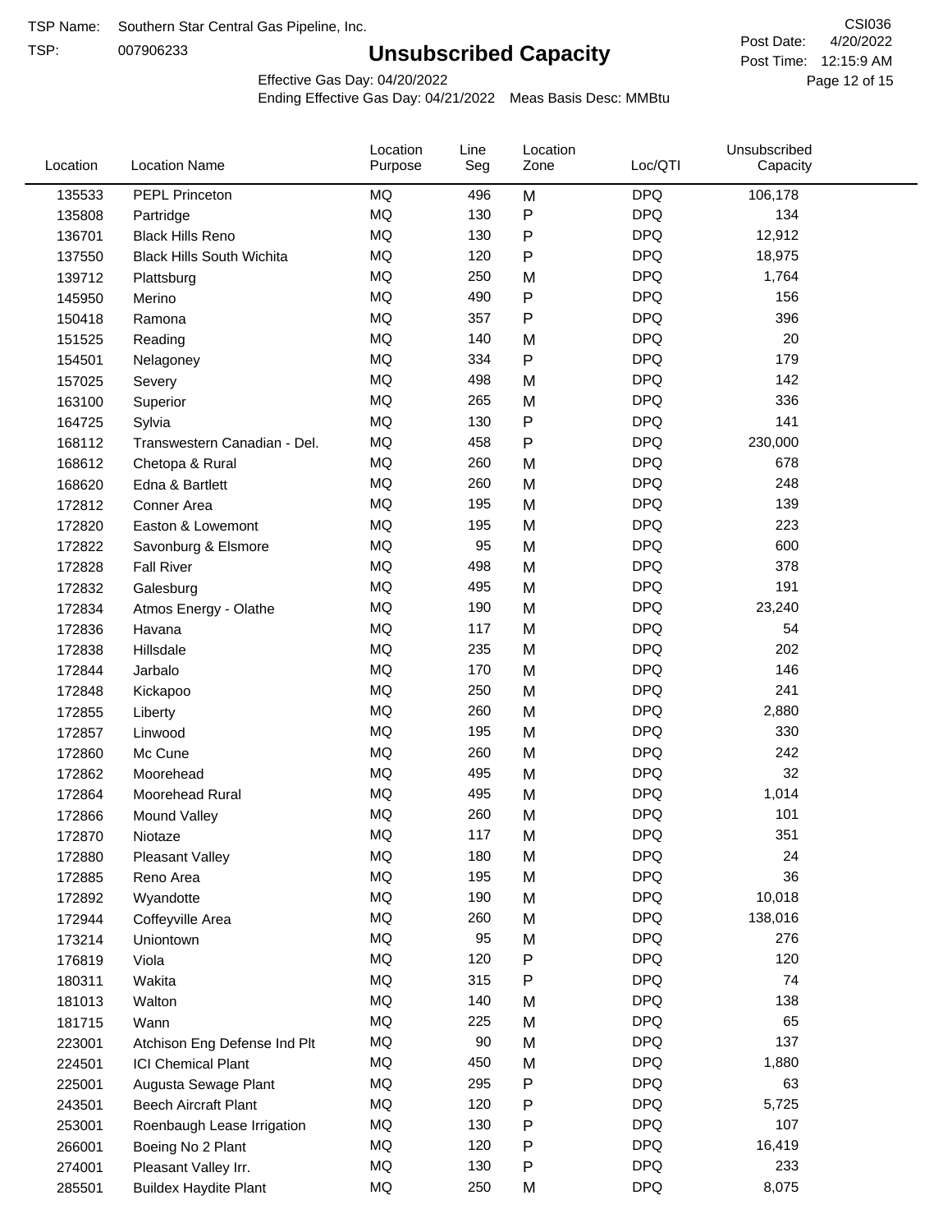TSP Name: Southern Star Central Gas Pipeline, Inc.

TSP: 007906233

# Unsubscribed Capacity

CSI036

Post Date: 4/20/2022

Post Time: 12:15:9 AM

Effective Gas Day: 04/20/2022

Ending Effective Gas Day: 04/21/2022 Meas Basis Desc: MMBtu

| Location | Location Name | Location Purpose | Line Seg | Location Zone | Loc/QTI | Unsubscribed Capacity |
|---|---|---|---|---|---|---|
| 135533 | PEPL Princeton | MQ | 496 | M | DPQ | 106,178 |
| 135808 | Partridge | MQ | 130 | P | DPQ | 134 |
| 136701 | Black Hills Reno | MQ | 130 | P | DPQ | 12,912 |
| 137550 | Black Hills South Wichita | MQ | 120 | P | DPQ | 18,975 |
| 139712 | Plattsburg | MQ | 250 | M | DPQ | 1,764 |
| 145950 | Merino | MQ | 490 | P | DPQ | 156 |
| 150418 | Ramona | MQ | 357 | P | DPQ | 396 |
| 151525 | Reading | MQ | 140 | M | DPQ | 20 |
| 154501 | Nelagoney | MQ | 334 | P | DPQ | 179 |
| 157025 | Severy | MQ | 498 | M | DPQ | 142 |
| 163100 | Superior | MQ | 265 | M | DPQ | 336 |
| 164725 | Sylvia | MQ | 130 | P | DPQ | 141 |
| 168112 | Transwestern Canadian - Del. | MQ | 458 | P | DPQ | 230,000 |
| 168612 | Chetopa & Rural | MQ | 260 | M | DPQ | 678 |
| 168620 | Edna & Bartlett | MQ | 260 | M | DPQ | 248 |
| 172812 | Conner Area | MQ | 195 | M | DPQ | 139 |
| 172820 | Easton & Lowemont | MQ | 195 | M | DPQ | 223 |
| 172822 | Savonburg & Elsmore | MQ | 95 | M | DPQ | 600 |
| 172828 | Fall River | MQ | 498 | M | DPQ | 378 |
| 172832 | Galesburg | MQ | 495 | M | DPQ | 191 |
| 172834 | Atmos Energy - Olathe | MQ | 190 | M | DPQ | 23,240 |
| 172836 | Havana | MQ | 117 | M | DPQ | 54 |
| 172838 | Hillsdale | MQ | 235 | M | DPQ | 202 |
| 172844 | Jarbalo | MQ | 170 | M | DPQ | 146 |
| 172848 | Kickapoo | MQ | 250 | M | DPQ | 241 |
| 172855 | Liberty | MQ | 260 | M | DPQ | 2,880 |
| 172857 | Linwood | MQ | 195 | M | DPQ | 330 |
| 172860 | Mc Cune | MQ | 260 | M | DPQ | 242 |
| 172862 | Moorehead | MQ | 495 | M | DPQ | 32 |
| 172864 | Moorehead Rural | MQ | 495 | M | DPQ | 1,014 |
| 172866 | Mound Valley | MQ | 260 | M | DPQ | 101 |
| 172870 | Niotaze | MQ | 117 | M | DPQ | 351 |
| 172880 | Pleasant Valley | MQ | 180 | M | DPQ | 24 |
| 172885 | Reno Area | MQ | 195 | M | DPQ | 36 |
| 172892 | Wyandotte | MQ | 190 | M | DPQ | 10,018 |
| 172944 | Coffeyville Area | MQ | 260 | M | DPQ | 138,016 |
| 173214 | Uniontown | MQ | 95 | M | DPQ | 276 |
| 176819 | Viola | MQ | 120 | P | DPQ | 120 |
| 180311 | Wakita | MQ | 315 | P | DPQ | 74 |
| 181013 | Walton | MQ | 140 | M | DPQ | 138 |
| 181715 | Wann | MQ | 225 | M | DPQ | 65 |
| 223001 | Atchison Eng Defense Ind Plt | MQ | 90 | M | DPQ | 137 |
| 224501 | ICI Chemical Plant | MQ | 450 | M | DPQ | 1,880 |
| 225001 | Augusta Sewage Plant | MQ | 295 | P | DPQ | 63 |
| 243501 | Beech Aircraft Plant | MQ | 120 | P | DPQ | 5,725 |
| 253001 | Roenbaugh Lease Irrigation | MQ | 130 | P | DPQ | 107 |
| 266001 | Boeing No 2 Plant | MQ | 120 | P | DPQ | 16,419 |
| 274001 | Pleasant Valley Irr. | MQ | 130 | P | DPQ | 233 |
| 285501 | Buildex Haydite Plant | MQ | 250 | M | DPQ | 8,075 |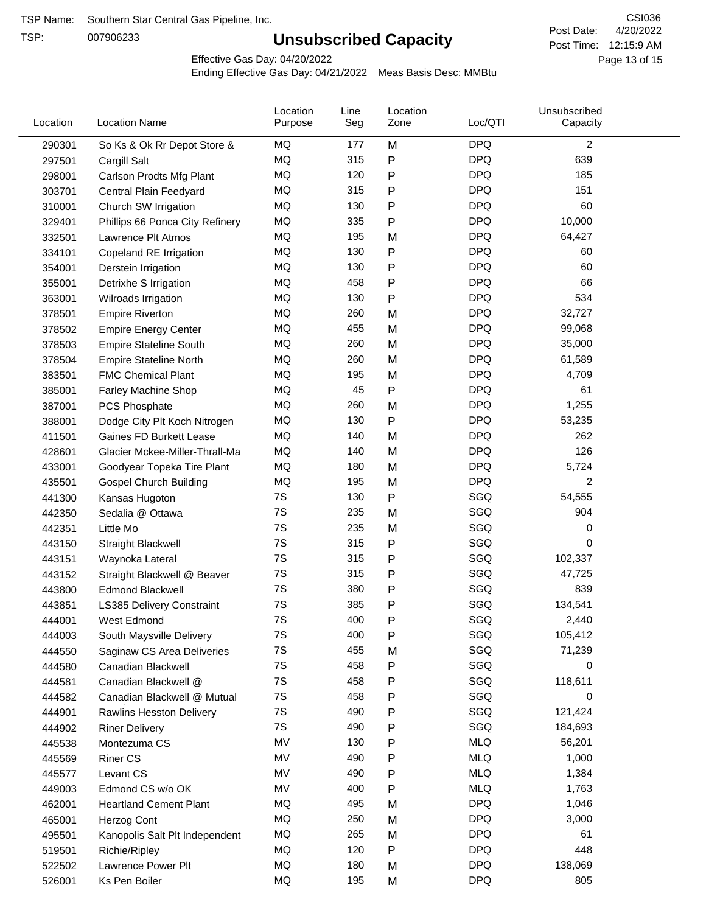TSP Name: Southern Star Central Gas Pipeline, Inc.

TSP: 007906233

# Unsubscribed Capacity

CSI036

Post Date: 4/20/2022

Post Time: 12:15:9 AM

Effective Gas Day: 04/20/2022

Ending Effective Gas Day: 04/21/2022 Meas Basis Desc: MMBtu

| Location | Location Name | Location Purpose | Line Seg | Location Zone | Loc/QTI | Unsubscribed Capacity |
|---|---|---|---|---|---|---|
| 290301 | So Ks & Ok Rr Depot Store & | MQ | 177 | M | DPQ | 2 |
| 297501 | Cargill Salt | MQ | 315 | P | DPQ | 639 |
| 298001 | Carlson Prodts Mfg Plant | MQ | 120 | P | DPQ | 185 |
| 303701 | Central Plain Feedyard | MQ | 315 | P | DPQ | 151 |
| 310001 | Church SW Irrigation | MQ | 130 | P | DPQ | 60 |
| 329401 | Phillips 66 Ponca City Refinery | MQ | 335 | P | DPQ | 10,000 |
| 332501 | Lawrence Plt Atmos | MQ | 195 | M | DPQ | 64,427 |
| 334101 | Copeland RE Irrigation | MQ | 130 | P | DPQ | 60 |
| 354001 | Derstein Irrigation | MQ | 130 | P | DPQ | 60 |
| 355001 | Detrixhe S Irrigation | MQ | 458 | P | DPQ | 66 |
| 363001 | Wilroads Irrigation | MQ | 130 | P | DPQ | 534 |
| 378501 | Empire Riverton | MQ | 260 | M | DPQ | 32,727 |
| 378502 | Empire Energy Center | MQ | 455 | M | DPQ | 99,068 |
| 378503 | Empire Stateline South | MQ | 260 | M | DPQ | 35,000 |
| 378504 | Empire Stateline North | MQ | 260 | M | DPQ | 61,589 |
| 383501 | FMC Chemical Plant | MQ | 195 | M | DPQ | 4,709 |
| 385001 | Farley Machine Shop | MQ | 45 | P | DPQ | 61 |
| 387001 | PCS Phosphate | MQ | 260 | M | DPQ | 1,255 |
| 388001 | Dodge City Plt Koch Nitrogen | MQ | 130 | P | DPQ | 53,235 |
| 411501 | Gaines FD Burkett Lease | MQ | 140 | M | DPQ | 262 |
| 428601 | Glacier Mckee-Miller-Thrall-Ma | MQ | 140 | M | DPQ | 126 |
| 433001 | Goodyear Topeka Tire Plant | MQ | 180 | M | DPQ | 5,724 |
| 435501 | Gospel Church Building | MQ | 195 | M | DPQ | 2 |
| 441300 | Kansas Hugoton | 7S | 130 | P | SGQ | 54,555 |
| 442350 | Sedalia @ Ottawa | 7S | 235 | M | SGQ | 904 |
| 442351 | Little Mo | 7S | 235 | M | SGQ | 0 |
| 443150 | Straight Blackwell | 7S | 315 | P | SGQ | 0 |
| 443151 | Waynoka Lateral | 7S | 315 | P | SGQ | 102,337 |
| 443152 | Straight Blackwell @ Beaver | 7S | 315 | P | SGQ | 47,725 |
| 443800 | Edmond Blackwell | 7S | 380 | P | SGQ | 839 |
| 443851 | LS385 Delivery Constraint | 7S | 385 | P | SGQ | 134,541 |
| 444001 | West Edmond | 7S | 400 | P | SGQ | 2,440 |
| 444003 | South Maysville Delivery | 7S | 400 | P | SGQ | 105,412 |
| 444550 | Saginaw CS Area Deliveries | 7S | 455 | M | SGQ | 71,239 |
| 444580 | Canadian Blackwell | 7S | 458 | P | SGQ | 0 |
| 444581 | Canadian Blackwell @ | 7S | 458 | P | SGQ | 118,611 |
| 444582 | Canadian Blackwell @ Mutual | 7S | 458 | P | SGQ | 0 |
| 444901 | Rawlins Hesston Delivery | 7S | 490 | P | SGQ | 121,424 |
| 444902 | Riner Delivery | 7S | 490 | P | SGQ | 184,693 |
| 445538 | Montezuma CS | MV | 130 | P | MLQ | 56,201 |
| 445569 | Riner CS | MV | 490 | P | MLQ | 1,000 |
| 445577 | Levant CS | MV | 490 | P | MLQ | 1,384 |
| 449003 | Edmond CS w/o OK | MV | 400 | P | MLQ | 1,763 |
| 462001 | Heartland Cement Plant | MQ | 495 | M | DPQ | 1,046 |
| 465001 | Herzog Cont | MQ | 250 | M | DPQ | 3,000 |
| 495501 | Kanopolis Salt Plt Independent | MQ | 265 | M | DPQ | 61 |
| 519501 | Richie/Ripley | MQ | 120 | P | DPQ | 448 |
| 522502 | Lawrence Power Plt | MQ | 180 | M | DPQ | 138,069 |
| 526001 | Ks Pen Boiler | MQ | 195 | M | DPQ | 805 |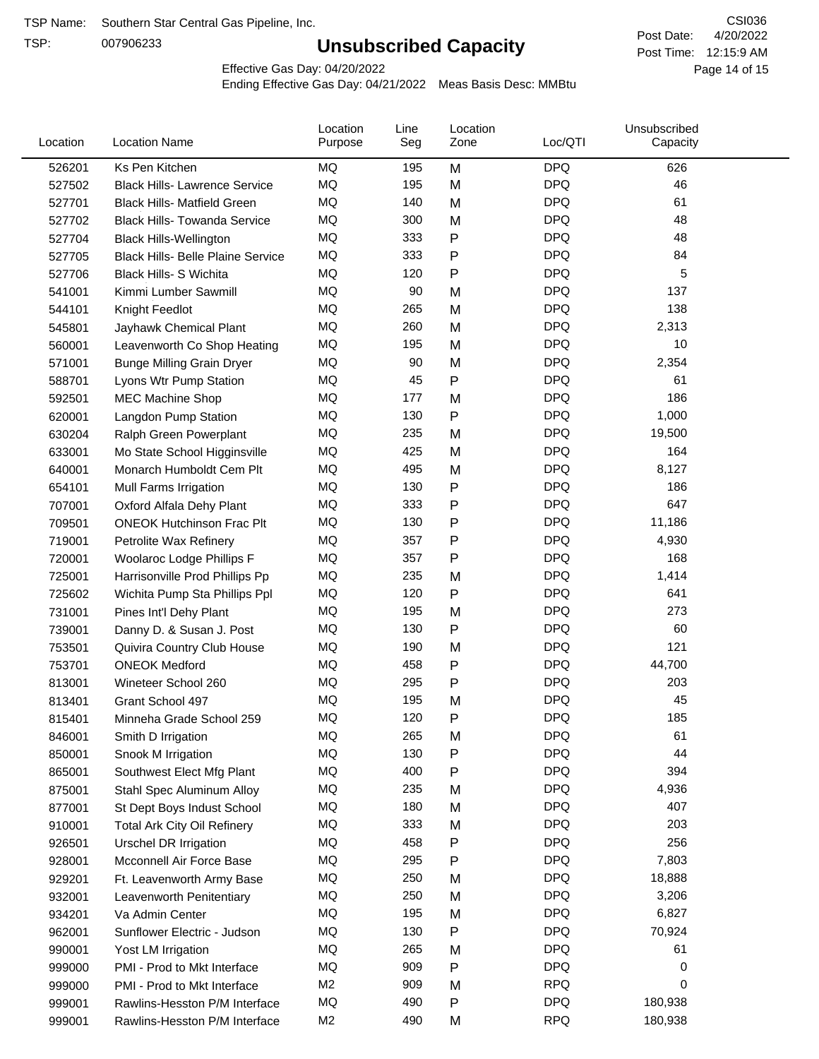TSP Name: Southern Star Central Gas Pipeline, Inc.

TSP: 007906233

# Unsubscribed Capacity

CSI036

Post Date: 4/20/2022

Post Time: 12:15:9 AM

Effective Gas Day: 04/20/2022

Ending Effective Gas Day: 04/21/2022 Meas Basis Desc: MMBtu

| Location | Location Name | Location Purpose | Line Seg | Location Zone | Loc/QTI | Unsubscribed Capacity |
|---|---|---|---|---|---|---|
| 526201 | Ks Pen Kitchen | MQ | 195 | M | DPQ | 626 |
| 527502 | Black Hills- Lawrence Service | MQ | 195 | M | DPQ | 46 |
| 527701 | Black Hills- Matfield Green | MQ | 140 | M | DPQ | 61 |
| 527702 | Black Hills- Towanda Service | MQ | 300 | M | DPQ | 48 |
| 527704 | Black Hills-Wellington | MQ | 333 | P | DPQ | 48 |
| 527705 | Black Hills- Belle Plaine Service | MQ | 333 | P | DPQ | 84 |
| 527706 | Black Hills- S Wichita | MQ | 120 | P | DPQ | 5 |
| 541001 | Kimmi Lumber Sawmill | MQ | 90 | M | DPQ | 137 |
| 544101 | Knight Feedlot | MQ | 265 | M | DPQ | 138 |
| 545801 | Jayhawk Chemical Plant | MQ | 260 | M | DPQ | 2,313 |
| 560001 | Leavenworth Co Shop Heating | MQ | 195 | M | DPQ | 10 |
| 571001 | Bunge Milling Grain Dryer | MQ | 90 | M | DPQ | 2,354 |
| 588701 | Lyons Wtr Pump Station | MQ | 45 | P | DPQ | 61 |
| 592501 | MEC Machine Shop | MQ | 177 | M | DPQ | 186 |
| 620001 | Langdon Pump Station | MQ | 130 | P | DPQ | 1,000 |
| 630204 | Ralph Green Powerplant | MQ | 235 | M | DPQ | 19,500 |
| 633001 | Mo State School Higginsville | MQ | 425 | M | DPQ | 164 |
| 640001 | Monarch Humboldt Cem Plt | MQ | 495 | M | DPQ | 8,127 |
| 654101 | Mull Farms Irrigation | MQ | 130 | P | DPQ | 186 |
| 707001 | Oxford Alfala Dehy Plant | MQ | 333 | P | DPQ | 647 |
| 709501 | ONEOK Hutchinson Frac Plt | MQ | 130 | P | DPQ | 11,186 |
| 719001 | Petrolite Wax Refinery | MQ | 357 | P | DPQ | 4,930 |
| 720001 | Woolaroc Lodge Phillips F | MQ | 357 | P | DPQ | 168 |
| 725001 | Harrisonville Prod Phillips Pp | MQ | 235 | M | DPQ | 1,414 |
| 725602 | Wichita Pump Sta Phillips Ppl | MQ | 120 | P | DPQ | 641 |
| 731001 | Pines Int'l Dehy Plant | MQ | 195 | M | DPQ | 273 |
| 739001 | Danny D. & Susan J. Post | MQ | 130 | P | DPQ | 60 |
| 753501 | Quivira Country Club House | MQ | 190 | M | DPQ | 121 |
| 753701 | ONEOK Medford | MQ | 458 | P | DPQ | 44,700 |
| 813001 | Wineteer School 260 | MQ | 295 | P | DPQ | 203 |
| 813401 | Grant School 497 | MQ | 195 | M | DPQ | 45 |
| 815401 | Minneha Grade School 259 | MQ | 120 | P | DPQ | 185 |
| 846001 | Smith D Irrigation | MQ | 265 | M | DPQ | 61 |
| 850001 | Snook M Irrigation | MQ | 130 | P | DPQ | 44 |
| 865001 | Southwest Elect Mfg Plant | MQ | 400 | P | DPQ | 394 |
| 875001 | Stahl Spec Aluminum Alloy | MQ | 235 | M | DPQ | 4,936 |
| 877001 | St Dept Boys Indust School | MQ | 180 | M | DPQ | 407 |
| 910001 | Total Ark City Oil Refinery | MQ | 333 | M | DPQ | 203 |
| 926501 | Urschel DR Irrigation | MQ | 458 | P | DPQ | 256 |
| 928001 | Mcconnell Air Force Base | MQ | 295 | P | DPQ | 7,803 |
| 929201 | Ft. Leavenworth Army Base | MQ | 250 | M | DPQ | 18,888 |
| 932001 | Leavenworth Penitentiary | MQ | 250 | M | DPQ | 3,206 |
| 934201 | Va Admin Center | MQ | 195 | M | DPQ | 6,827 |
| 962001 | Sunflower Electric - Judson | MQ | 130 | P | DPQ | 70,924 |
| 990001 | Yost LM Irrigation | MQ | 265 | M | DPQ | 61 |
| 999000 | PMI - Prod to Mkt Interface | MQ | 909 | P | DPQ | 0 |
| 999000 | PMI - Prod to Mkt Interface | M2 | 909 | M | RPQ | 0 |
| 999001 | Rawlins-Hesston P/M Interface | MQ | 490 | P | DPQ | 180,938 |
| 999001 | Rawlins-Hesston P/M Interface | M2 | 490 | M | RPQ | 180,938 |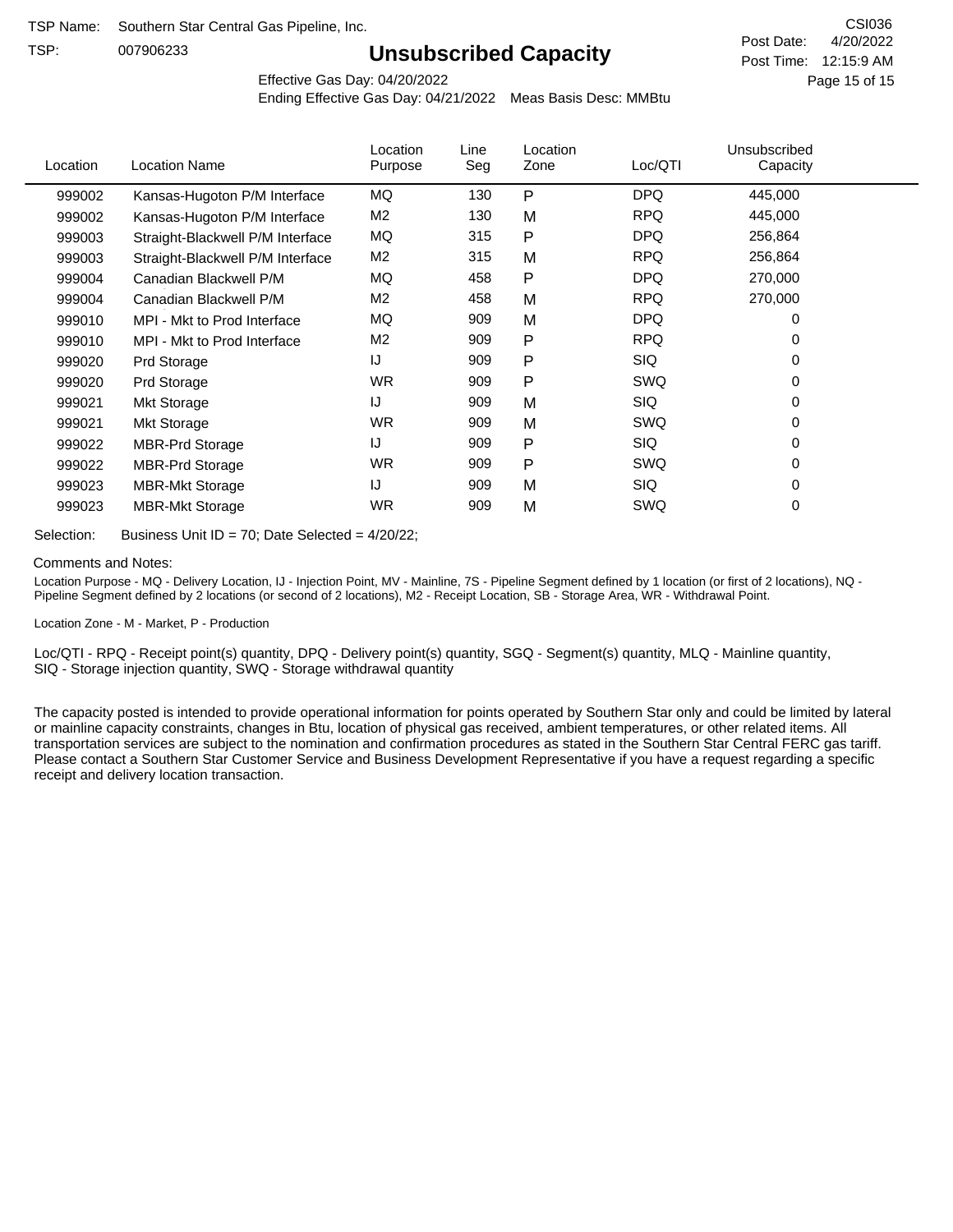TSP Name: Southern Star Central Gas Pipeline, Inc.

TSP: 007906233

# Unsubscribed Capacity

CSI036

Post Date: 4/20/2022

Post Time: 12:15:9 AM

Effective Gas Day: 04/20/2022

Ending Effective Gas Day: 04/21/2022 Meas Basis Desc: MMBtu

| Location | Location Name | Location Purpose | Line Seg | Location Zone | Loc/QTI | Unsubscribed Capacity |
|---|---|---|---|---|---|---|
| 999002 | Kansas-Hugoton P/M Interface | MQ | 130 | P | DPQ | 445,000 |
| 999002 | Kansas-Hugoton P/M Interface | M2 | 130 | M | RPQ | 445,000 |
| 999003 | Straight-Blackwell P/M Interface | MQ | 315 | P | DPQ | 256,864 |
| 999003 | Straight-Blackwell P/M Interface | M2 | 315 | M | RPQ | 256,864 |
| 999004 | Canadian Blackwell P/M | MQ | 458 | P | DPQ | 270,000 |
| 999004 | Canadian Blackwell P/M | M2 | 458 | M | RPQ | 270,000 |
| 999010 | MPI - Mkt to Prod Interface | MQ | 909 | M | DPQ | 0 |
| 999010 | MPI - Mkt to Prod Interface | M2 | 909 | P | RPQ | 0 |
| 999020 | Prd Storage | IJ | 909 | P | SIQ | 0 |
| 999020 | Prd Storage | WR | 909 | P | SWQ | 0 |
| 999021 | Mkt Storage | IJ | 909 | M | SIQ | 0 |
| 999021 | Mkt Storage | WR | 909 | M | SWQ | 0 |
| 999022 | MBR-Prd Storage | IJ | 909 | P | SIQ | 0 |
| 999022 | MBR-Prd Storage | WR | 909 | P | SWQ | 0 |
| 999023 | MBR-Mkt Storage | IJ | 909 | M | SIQ | 0 |
| 999023 | MBR-Mkt Storage | WR | 909 | M | SWQ | 0 |

Selection: Business Unit ID = 70; Date Selected = 4/20/22;

Comments and Notes:

Location Purpose - MQ - Delivery Location, IJ - Injection Point, MV - Mainline, 7S - Pipeline Segment defined by 1 location (or first of 2 locations), NQ - Pipeline Segment defined by 2 locations (or second of 2 locations), M2 - Receipt Location, SB - Storage Area, WR - Withdrawal Point.

Location Zone - M - Market, P - Production

Loc/QTI - RPQ - Receipt point(s) quantity, DPQ - Delivery point(s) quantity, SGQ - Segment(s) quantity, MLQ - Mainline quantity, SIQ - Storage injection quantity, SWQ - Storage withdrawal quantity

The capacity posted is intended to provide operational information for points operated by Southern Star only and could be limited by lateral or mainline capacity constraints, changes in Btu, location of physical gas received, ambient temperatures, or other related items. All transportation services are subject to the nomination and confirmation procedures as stated in the Southern Star Central FERC gas tariff. Please contact a Southern Star Customer Service and Business Development Representative if you have a request regarding a specific receipt and delivery location transaction.